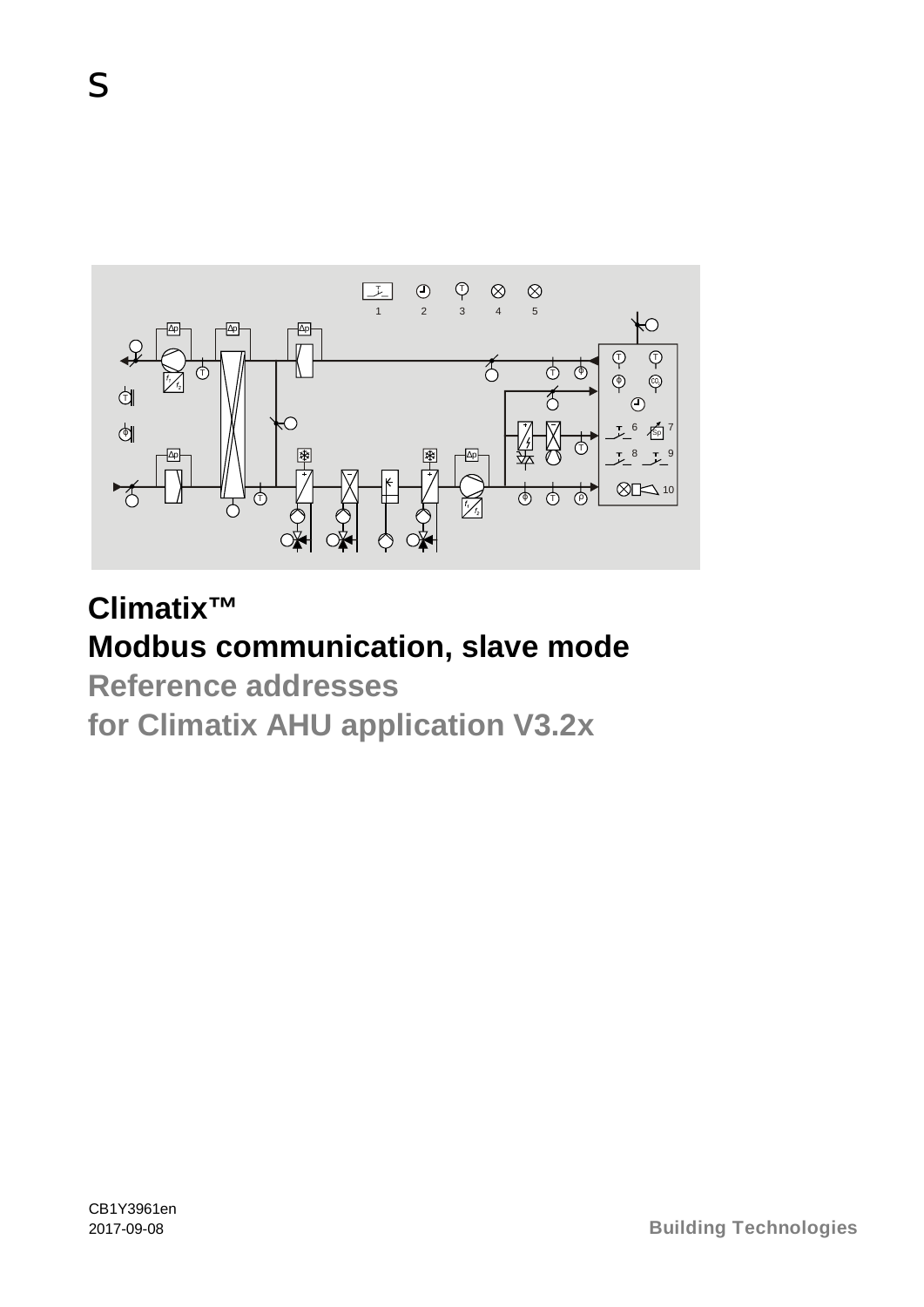# Climatix™
# Modbus communication, slave mode

## Reference addresses
## for Climatix AHU application V3.2x

CB1Y3961en
2017-09-08

Building Technologies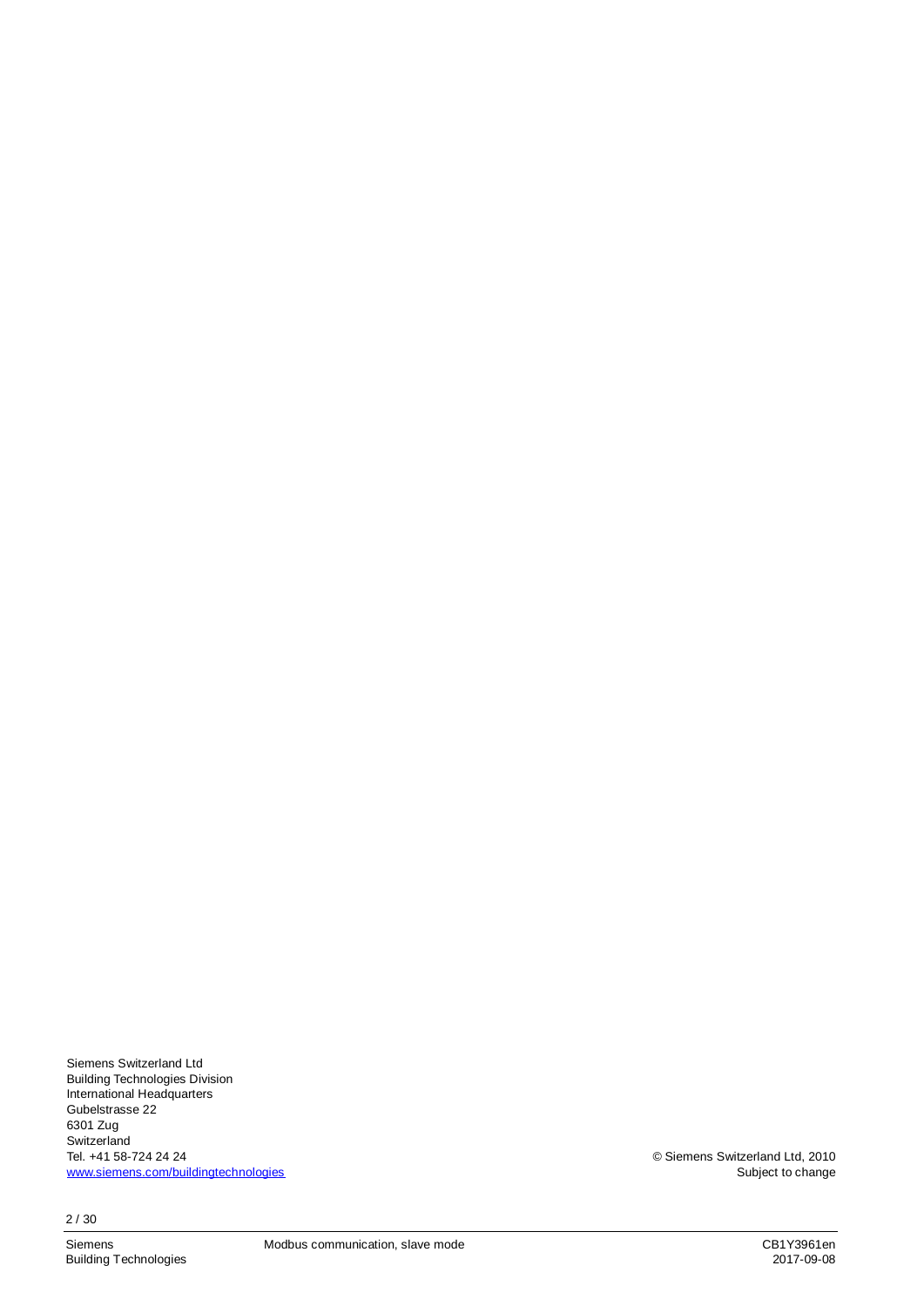Siemens Switzerland Ltd
Building Technologies Division
International Headquarters
Gubelstrasse 22
6301 Zug
Switzerland
Tel. +41 58-724 24 24
[www.siemens.com/buildingtechnologies](http://www.siemens.com/buildingtechnologies)

© Siemens Switzerland Ltd, 2010
Subject to change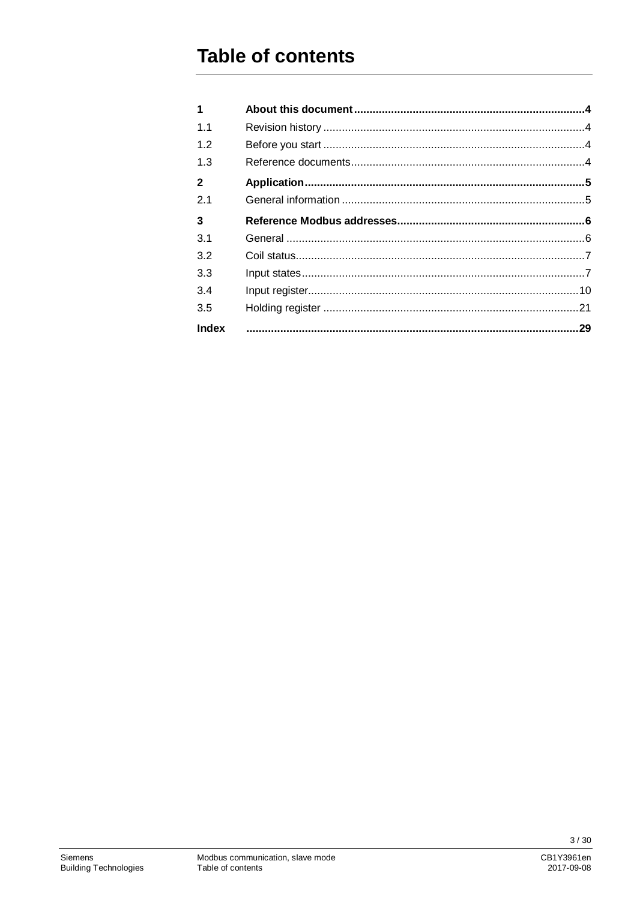# Table of contents

| | | |
|---|---|---|
| **1** | **About this document** | **4** |
| 1.1 | Revision history | 4 |
| 1.2 | Before you start | 4 |
| 1.3 | Reference documents | 4 |
| **2** | **Application** | **5** |
| 2.1 | General information | 5 |
| **3** | **Reference Modbus addresses** | **6** |
| 3.1 | General | 6 |
| 3.2 | Coil status | 7 |
| 3.3 | Input states | 7 |
| 3.4 | Input register | 10 |
| 3.5 | Holding register | 21 |
| **Index** | | **29** |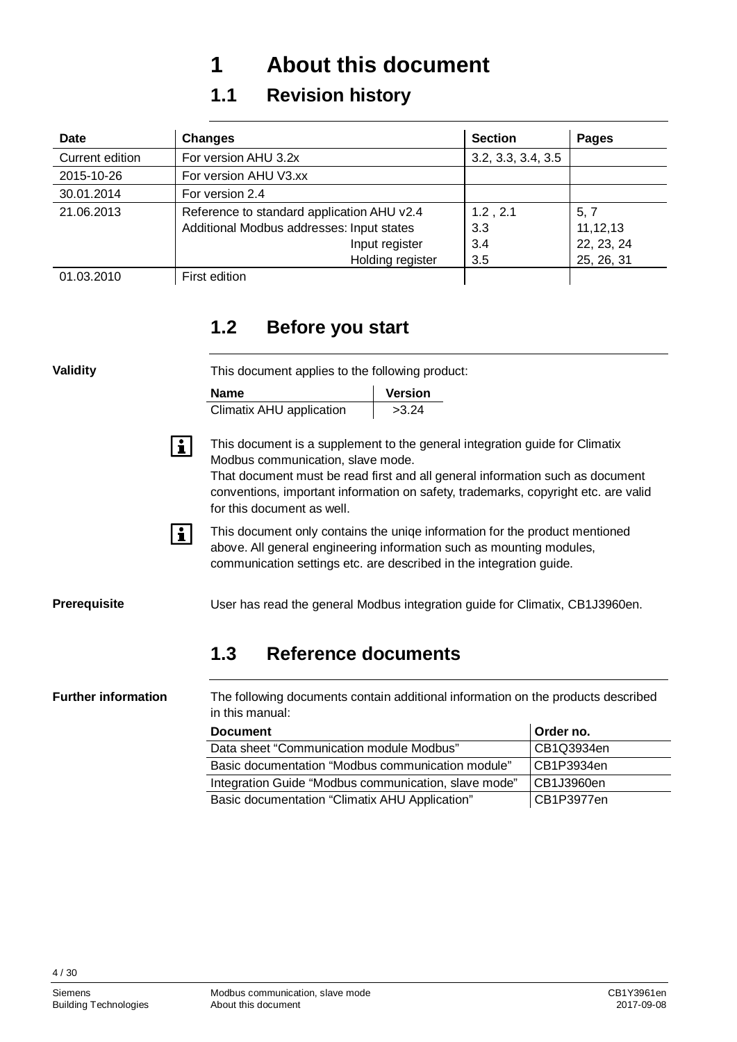# 1 About this document

## 1.1 Revision history

| Date | Changes | Section | Pages |
|---|---|---|---|
| Current edition | For version AHU 3.2x | 3.2, 3.3, 3.4, 3.5 | |
| 2015-10-26 | For version AHU V3.xx | | |
| 30.01.2014 | For version 2.4 | | |
| 21.06.2013 | Reference to standard application AHU v2.4<br>Additional Modbus addresses: Input states<br>Input register<br>Holding register | 1.2 , 2.1<br>3.3<br>3.4<br>3.5 | 5, 7<br>11,12,13<br>22, 23, 24<br>25, 26, 31 |
| 01.03.2010 | First edition | | |

## 1.2 Before you start

**Validity**

This document applies to the following product:

| Name | Version |
|---|---|
| Climatix AHU application | >3.24 |

This document is a supplement to the general integration guide for Climatix Modbus communication, slave mode.
That document must be read first and all general information such as document conventions, important information on safety, trademarks, copyright etc. are valid for this document as well.

This document only contains the uniqe information for the product mentioned above. All general engineering information such as mounting modules, communication settings etc. are described in the integration guide.

**Prerequisite**

User has read the general Modbus integration guide for Climatix, CB1J3960en.

## 1.3 Reference documents

**Further information**

The following documents contain additional information on the products described in this manual:

| Document | Order no. |
|---|---|
| Data sheet “Communication module Modbus” | CB1Q3934en |
| Basic documentation “Modbus communication module” | CB1P3934en |
| Integration Guide “Modbus communication, slave mode” | CB1J3960en |
| Basic documentation “Climatix AHU Application” | CB1P3977en |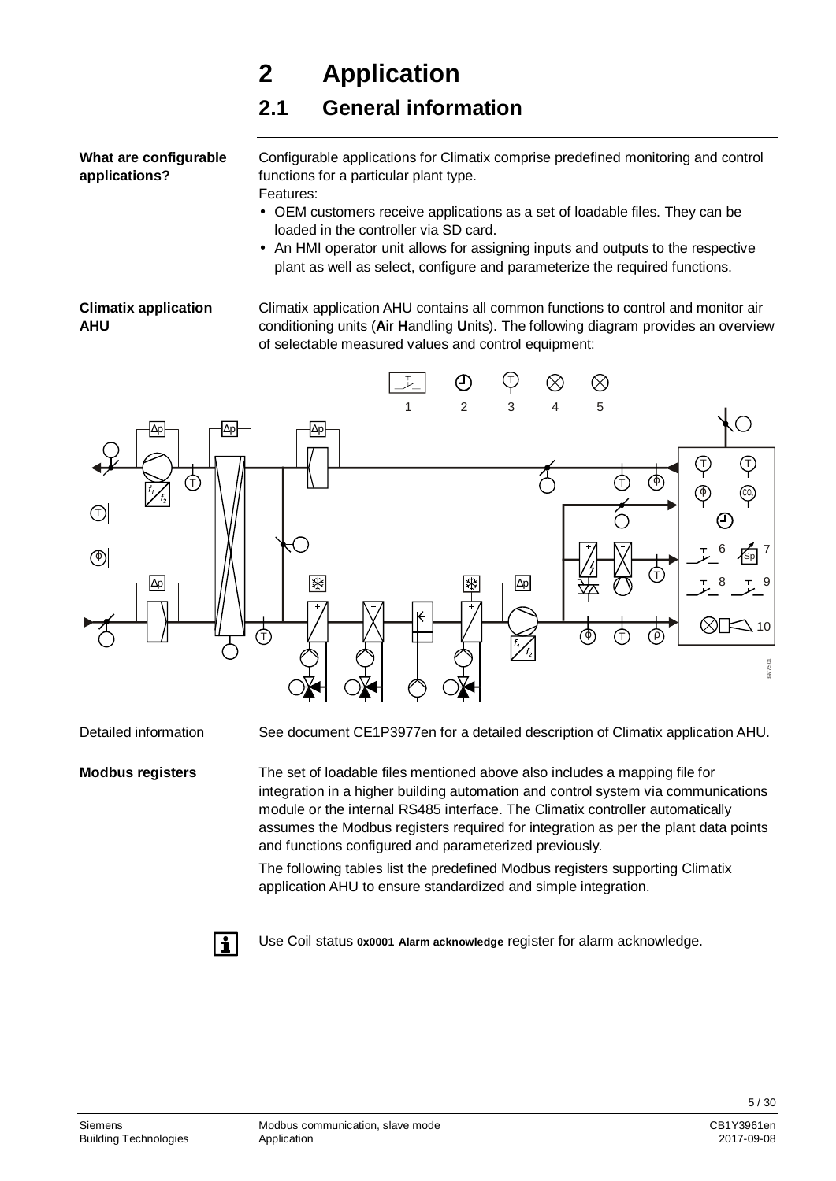# 2 Application

## 2.1 General information

**What are configurable applications?**

Configurable applications for Climatix comprise predefined monitoring and control functions for a particular plant type.

Features:

- OEM customers receive applications as a set of loadable files. They can be loaded in the controller via SD card.
- An HMI operator unit allows for assigning inputs and outputs to the respective plant as well as select, configure and parameterize the required functions.

**Climatix application AHU**

Climatix application AHU contains all common functions to control and monitor air conditioning units (**A**ir **H**andling **U**nits). The following diagram provides an overview of selectable measured values and control equipment:

Detailed information

See document CE1P3977en for a detailed description of Climatix application AHU.

**Modbus registers**

The set of loadable files mentioned above also includes a mapping file for integration in a higher building automation and control system via communications module or the internal RS485 interface. The Climatix controller automatically assumes the Modbus registers required for integration as per the plant data points and functions configured and parameterized previously.

The following tables list the predefined Modbus registers supporting Climatix application AHU to ensure standardized and simple integration.

Use Coil status **0x0001 Alarm acknowledge** register for alarm acknowledge.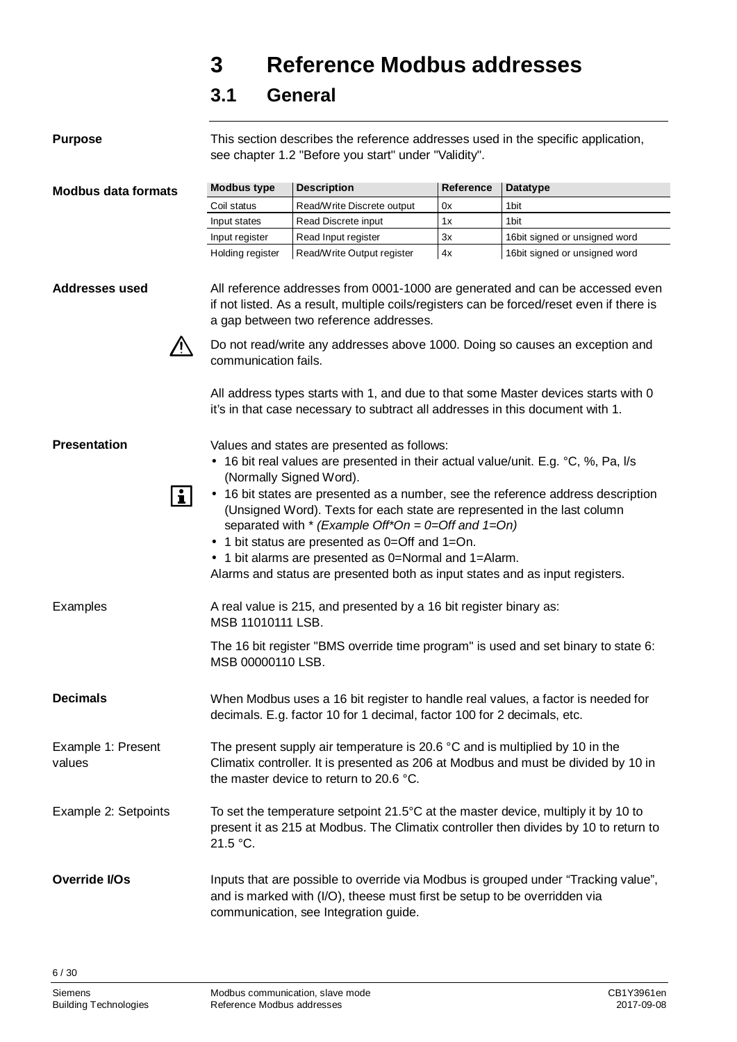# 3 Reference Modbus addresses

## 3.1 General

**Purpose**

This section describes the reference addresses used in the specific application, see chapter 1.2 "Before you start" under "Validity".

**Modbus data formats**

| Modbus type | Description | Reference | Datatype |
|---|---|---|---|
| Coil status | Read/Write Discrete output | 0x | 1bit |
| Input states | Read Discrete input | 1x | 1bit |
| Input register | Read Input register | 3x | 16bit signed or unsigned word |
| Holding register | Read/Write Output register | 4x | 16bit signed or unsigned word |

**Addresses used**

All reference addresses from 0001-1000 are generated and can be accessed even if not listed. As a result, multiple coils/registers can be forced/reset even if there is a gap between two reference addresses.

Do not read/write any addresses above 1000. Doing so causes an exception and communication fails.

All address types starts with 1, and due to that some Master devices starts with 0 it's in that case necessary to subtract all addresses in this document with 1.

**Presentation**

Values and states are presented as follows:

- 16 bit real values are presented in their actual value/unit. E.g. °C, %, Pa, l/s (Normally Signed Word).
- 16 bit states are presented as a number, see the reference address description (Unsigned Word). Texts for each state are represented in the last column separated with * *(Example Off*On = 0=Off and 1=On)*
- 1 bit status are presented as 0=Off and 1=On.
- 1 bit alarms are presented as 0=Normal and 1=Alarm.

Alarms and status are presented both as input states and as input registers.

Examples

A real value is 215, and presented by a 16 bit register binary as:
MSB 11010111 LSB.

The 16 bit register "BMS override time program" is used and set binary to state 6:
MSB 00000110 LSB.

**Decimals**

When Modbus uses a 16 bit register to handle real values, a factor is needed for decimals. E.g. factor 10 for 1 decimal, factor 100 for 2 decimals, etc.

Example 1: Present values

The present supply air temperature is 20.6 °C and is multiplied by 10 in the Climatix controller. It is presented as 206 at Modbus and must be divided by 10 in the master device to return to 20.6 °C.

Example 2: Setpoints

To set the temperature setpoint 21.5°C at the master device, multiply it by 10 to present it as 215 at Modbus. The Climatix controller then divides by 10 to return to 21.5 °C.

**Override I/Os**

Inputs that are possible to override via Modbus is grouped under "Tracking value", and is marked with (I/O), theese must first be setup to be overridden via communication, see Integration guide.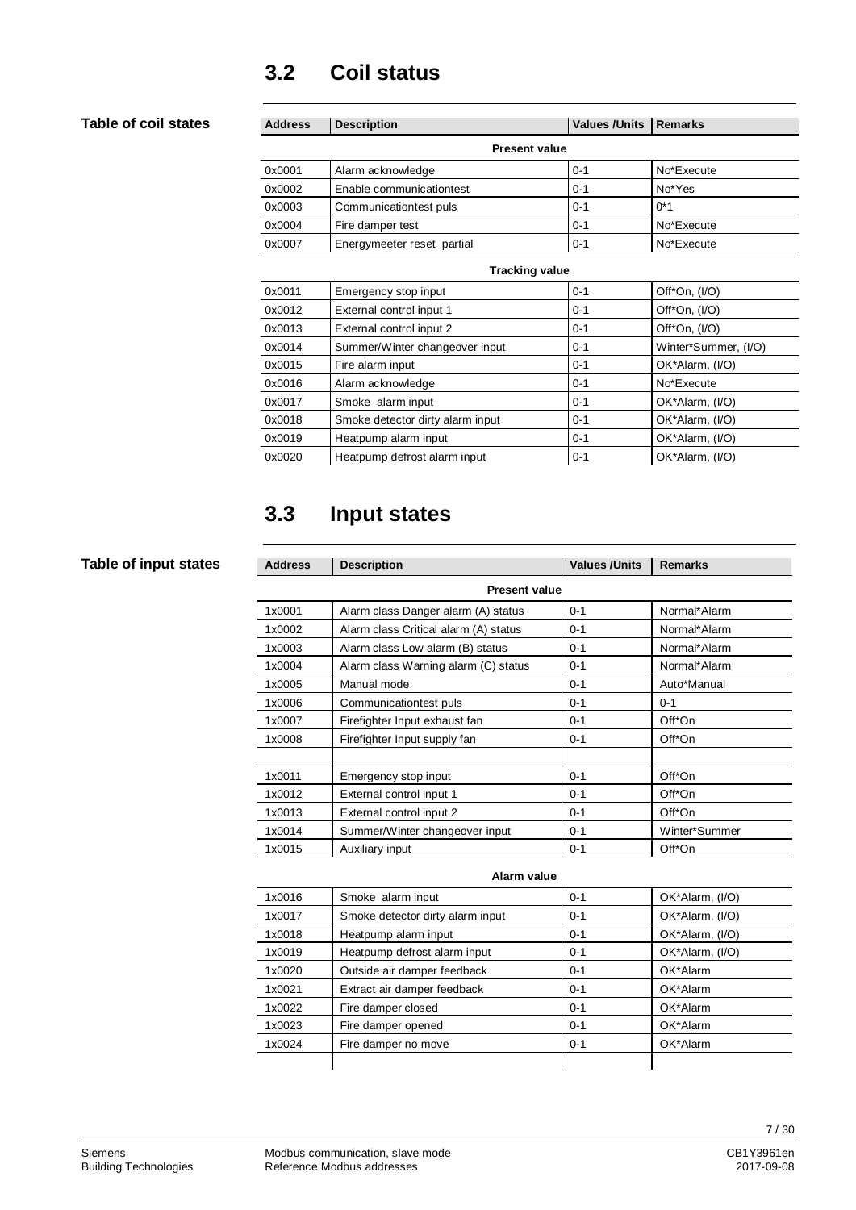## 3.2 Coil status

**Table of coil states**

| Address | Description | Values /Units | Remarks |
|---|---|---|---|
| | **Present value** | | |
| 0x0001 | Alarm acknowledge | 0-1 | No*Execute |
| 0x0002 | Enable communicationtest | 0-1 | No*Yes |
| 0x0003 | Communicationtest puls | 0-1 | 0*1 |
| 0x0004 | Fire damper test | 0-1 | No*Execute |
| 0x0007 | Energymeeter reset partial | 0-1 | No*Execute |
| | **Tracking value** | | |
| 0x0011 | Emergency stop input | 0-1 | Off*On, (I/O) |
| 0x0012 | External control input 1 | 0-1 | Off*On, (I/O) |
| 0x0013 | External control input 2 | 0-1 | Off*On, (I/O) |
| 0x0014 | Summer/Winter changeover input | 0-1 | Winter*Summer, (I/O) |
| 0x0015 | Fire alarm input | 0-1 | OK*Alarm, (I/O) |
| 0x0016 | Alarm acknowledge | 0-1 | No*Execute |
| 0x0017 | Smoke alarm input | 0-1 | OK*Alarm, (I/O) |
| 0x0018 | Smoke detector dirty alarm input | 0-1 | OK*Alarm, (I/O) |
| 0x0019 | Heatpump alarm input | 0-1 | OK*Alarm, (I/O) |
| 0x0020 | Heatpump defrost alarm input | 0-1 | OK*Alarm, (I/O) |

## 3.3 Input states

**Table of input states**

| Address | Description | Values /Units | Remarks |
|---|---|---|---|
| | **Present value** | | |
| 1x0001 | Alarm class Danger alarm (A) status | 0-1 | Normal*Alarm |
| 1x0002 | Alarm class Critical alarm (A) status | 0-1 | Normal*Alarm |
| 1x0003 | Alarm class Low alarm (B) status | 0-1 | Normal*Alarm |
| 1x0004 | Alarm class Warning alarm (C) status | 0-1 | Normal*Alarm |
| 1x0005 | Manual mode | 0-1 | Auto*Manual |
| 1x0006 | Communicationtest puls | 0-1 | 0-1 |
| 1x0007 | Firefighter Input exhaust fan | 0-1 | Off*On |
| 1x0008 | Firefighter Input supply fan | 0-1 | Off*On |
| | | | |
| 1x0011 | Emergency stop input | 0-1 | Off*On |
| 1x0012 | External control input 1 | 0-1 | Off*On |
| 1x0013 | External control input 2 | 0-1 | Off*On |
| 1x0014 | Summer/Winter changeover input | 0-1 | Winter*Summer |
| 1x0015 | Auxiliary input | 0-1 | Off*On |
| | **Alarm value** | | |
| 1x0016 | Smoke alarm input | 0-1 | OK*Alarm, (I/O) |
| 1x0017 | Smoke detector dirty alarm input | 0-1 | OK*Alarm, (I/O) |
| 1x0018 | Heatpump alarm input | 0-1 | OK*Alarm, (I/O) |
| 1x0019 | Heatpump defrost alarm input | 0-1 | OK*Alarm, (I/O) |
| 1x0020 | Outside air damper feedback | 0-1 | OK*Alarm |
| 1x0021 | Extract air damper feedback | 0-1 | OK*Alarm |
| 1x0022 | Fire damper closed | 0-1 | OK*Alarm |
| 1x0023 | Fire damper opened | 0-1 | OK*Alarm |
| 1x0024 | Fire damper no move | 0-1 | OK*Alarm |
| | | | |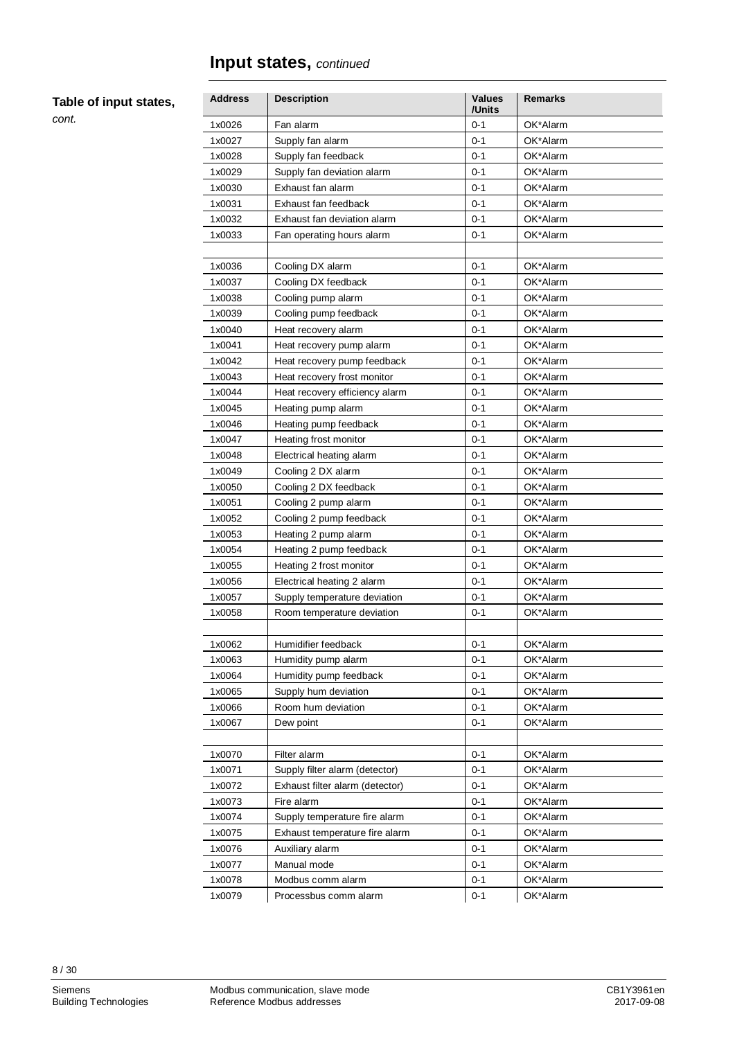## Input states, *continued*

**Table of input states,** *cont.*

| Address | Description | Values /Units | Remarks |
|---|---|---|---|
| 1x0026 | Fan alarm | 0-1 | OK*Alarm |
| 1x0027 | Supply fan alarm | 0-1 | OK*Alarm |
| 1x0028 | Supply fan feedback | 0-1 | OK*Alarm |
| 1x0029 | Supply fan deviation alarm | 0-1 | OK*Alarm |
| 1x0030 | Exhaust fan alarm | 0-1 | OK*Alarm |
| 1x0031 | Exhaust fan feedback | 0-1 | OK*Alarm |
| 1x0032 | Exhaust fan deviation alarm | 0-1 | OK*Alarm |
| 1x0033 | Fan operating hours alarm | 0-1 | OK*Alarm |
| | | | |
| 1x0036 | Cooling DX alarm | 0-1 | OK*Alarm |
| 1x0037 | Cooling DX feedback | 0-1 | OK*Alarm |
| 1x0038 | Cooling pump alarm | 0-1 | OK*Alarm |
| 1x0039 | Cooling pump feedback | 0-1 | OK*Alarm |
| 1x0040 | Heat recovery alarm | 0-1 | OK*Alarm |
| 1x0041 | Heat recovery pump alarm | 0-1 | OK*Alarm |
| 1x0042 | Heat recovery pump feedback | 0-1 | OK*Alarm |
| 1x0043 | Heat recovery frost monitor | 0-1 | OK*Alarm |
| 1x0044 | Heat recovery efficiency alarm | 0-1 | OK*Alarm |
| 1x0045 | Heating pump alarm | 0-1 | OK*Alarm |
| 1x0046 | Heating pump feedback | 0-1 | OK*Alarm |
| 1x0047 | Heating frost monitor | 0-1 | OK*Alarm |
| 1x0048 | Electrical heating alarm | 0-1 | OK*Alarm |
| 1x0049 | Cooling 2 DX alarm | 0-1 | OK*Alarm |
| 1x0050 | Cooling 2 DX feedback | 0-1 | OK*Alarm |
| 1x0051 | Cooling 2 pump alarm | 0-1 | OK*Alarm |
| 1x0052 | Cooling 2 pump feedback | 0-1 | OK*Alarm |
| 1x0053 | Heating 2 pump alarm | 0-1 | OK*Alarm |
| 1x0054 | Heating 2 pump feedback | 0-1 | OK*Alarm |
| 1x0055 | Heating 2 frost monitor | 0-1 | OK*Alarm |
| 1x0056 | Electrical heating 2 alarm | 0-1 | OK*Alarm |
| 1x0057 | Supply temperature deviation | 0-1 | OK*Alarm |
| 1x0058 | Room temperature deviation | 0-1 | OK*Alarm |
| | | | |
| 1x0062 | Humidifier feedback | 0-1 | OK*Alarm |
| 1x0063 | Humidity pump alarm | 0-1 | OK*Alarm |
| 1x0064 | Humidity pump feedback | 0-1 | OK*Alarm |
| 1x0065 | Supply hum deviation | 0-1 | OK*Alarm |
| 1x0066 | Room hum deviation | 0-1 | OK*Alarm |
| 1x0067 | Dew point | 0-1 | OK*Alarm |
| | | | |
| 1x0070 | Filter alarm | 0-1 | OK*Alarm |
| 1x0071 | Supply filter alarm (detector) | 0-1 | OK*Alarm |
| 1x0072 | Exhaust filter alarm (detector) | 0-1 | OK*Alarm |
| 1x0073 | Fire alarm | 0-1 | OK*Alarm |
| 1x0074 | Supply temperature fire alarm | 0-1 | OK*Alarm |
| 1x0075 | Exhaust temperature fire alarm | 0-1 | OK*Alarm |
| 1x0076 | Auxiliary alarm | 0-1 | OK*Alarm |
| 1x0077 | Manual mode | 0-1 | OK*Alarm |
| 1x0078 | Modbus comm alarm | 0-1 | OK*Alarm |
| 1x0079 | Processbus comm alarm | 0-1 | OK*Alarm |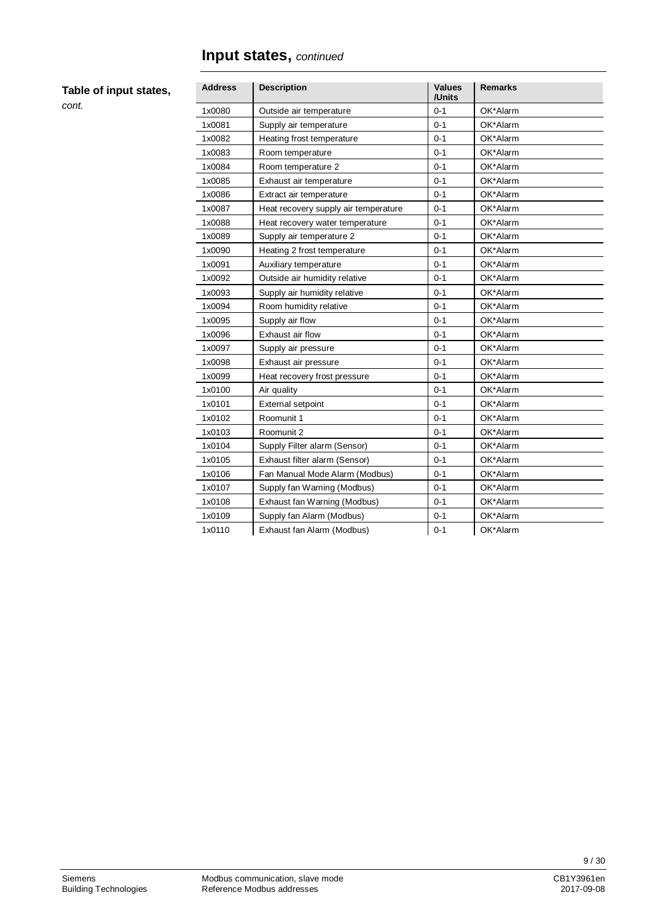# Input states, *continued*

**Table of input states,** *cont.*

| Address | Description | Values /Units | Remarks |
|---|---|---|---|
| 1x0080 | Outside air temperature | 0-1 | OK*Alarm |
| 1x0081 | Supply air temperature | 0-1 | OK*Alarm |
| 1x0082 | Heating frost temperature | 0-1 | OK*Alarm |
| 1x0083 | Room temperature | 0-1 | OK*Alarm |
| 1x0084 | Room temperature 2 | 0-1 | OK*Alarm |
| 1x0085 | Exhaust air temperature | 0-1 | OK*Alarm |
| 1x0086 | Extract air temperature | 0-1 | OK*Alarm |
| 1x0087 | Heat recovery supply air temperature | 0-1 | OK*Alarm |
| 1x0088 | Heat recovery water temperature | 0-1 | OK*Alarm |
| 1x0089 | Supply air temperature 2 | 0-1 | OK*Alarm |
| 1x0090 | Heating 2 frost temperature | 0-1 | OK*Alarm |
| 1x0091 | Auxiliary temperature | 0-1 | OK*Alarm |
| 1x0092 | Outside air humidity relative | 0-1 | OK*Alarm |
| 1x0093 | Supply air humidity relative | 0-1 | OK*Alarm |
| 1x0094 | Room humidity relative | 0-1 | OK*Alarm |
| 1x0095 | Supply air flow | 0-1 | OK*Alarm |
| 1x0096 | Exhaust air flow | 0-1 | OK*Alarm |
| 1x0097 | Supply air pressure | 0-1 | OK*Alarm |
| 1x0098 | Exhaust air pressure | 0-1 | OK*Alarm |
| 1x0099 | Heat recovery frost pressure | 0-1 | OK*Alarm |
| 1x0100 | Air quality | 0-1 | OK*Alarm |
| 1x0101 | External setpoint | 0-1 | OK*Alarm |
| 1x0102 | Roomunit 1 | 0-1 | OK*Alarm |
| 1x0103 | Roomunit 2 | 0-1 | OK*Alarm |
| 1x0104 | Supply Filter alarm (Sensor) | 0-1 | OK*Alarm |
| 1x0105 | Exhaust filter alarm (Sensor) | 0-1 | OK*Alarm |
| 1x0106 | Fan Manual Mode Alarm (Modbus) | 0-1 | OK*Alarm |
| 1x0107 | Supply fan Warning (Modbus) | 0-1 | OK*Alarm |
| 1x0108 | Exhaust fan Warning (Modbus) | 0-1 | OK*Alarm |
| 1x0109 | Supply fan Alarm (Modbus) | 0-1 | OK*Alarm |
| 1x0110 | Exhaust fan Alarm (Modbus) | 0-1 | OK*Alarm |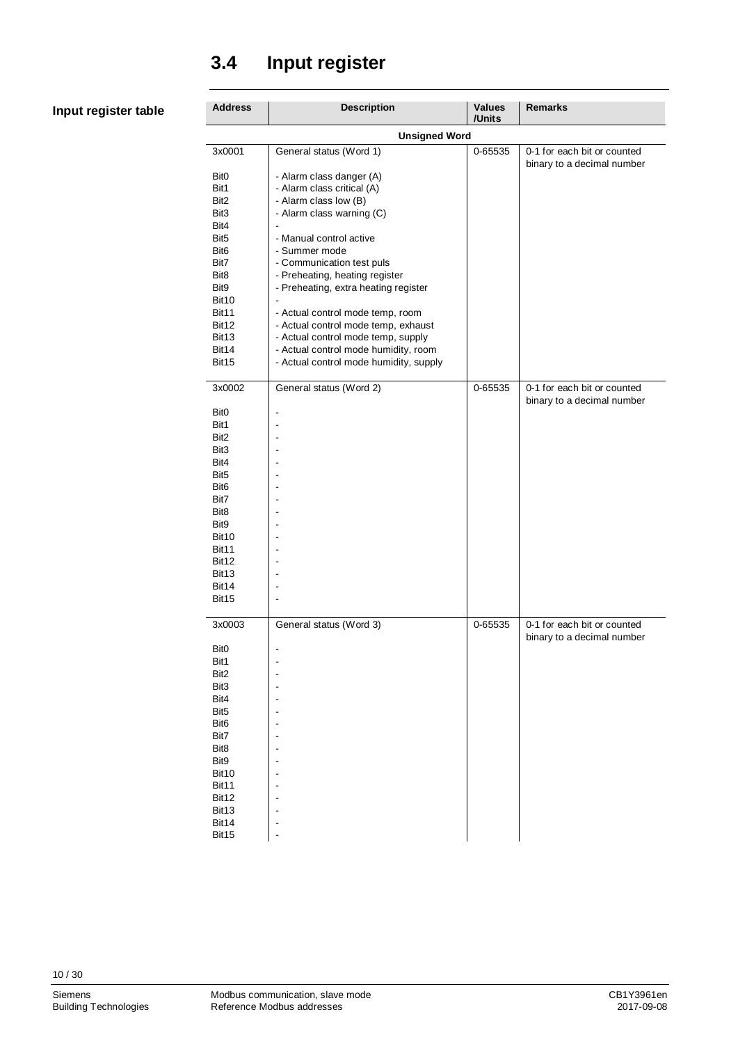## 3.4 Input register

**Input register table**

| Address | Description | Values /Units | Remarks |
|---|---|---|---|
| | **Unsigned Word** | | |
| 3x0001 | General status (Word 1) | 0-65535 | 0-1 for each bit or counted binary to a decimal number |
| Bit0 | - Alarm class danger (A) | | |
| Bit1 | - Alarm class critical (A) | | |
| Bit2 | - Alarm class low (B) | | |
| Bit3 | - Alarm class warning (C) | | |
| Bit4 | - | | |
| Bit5 | - Manual control active | | |
| Bit6 | - Summer mode | | |
| Bit7 | - Communication test puls | | |
| Bit8 | - Preheating, heating register | | |
| Bit9 | - Preheating, extra heating register | | |
| Bit10 | - | | |
| Bit11 | - Actual control mode temp, room | | |
| Bit12 | - Actual control mode temp, exhaust | | |
| Bit13 | - Actual control mode temp, supply | | |
| Bit14 | - Actual control mode humidity, room | | |
| Bit15 | - Actual control mode humidity, supply | | |
| 3x0002 | General status (Word 2) | 0-65535 | 0-1 for each bit or counted binary to a decimal number |
| Bit0 | - | | |
| Bit1 | - | | |
| Bit2 | - | | |
| Bit3 | - | | |
| Bit4 | - | | |
| Bit5 | - | | |
| Bit6 | - | | |
| Bit7 | - | | |
| Bit8 | - | | |
| Bit9 | - | | |
| Bit10 | - | | |
| Bit11 | - | | |
| Bit12 | - | | |
| Bit13 | - | | |
| Bit14 | - | | |
| Bit15 | - | | |
| 3x0003 | General status (Word 3) | 0-65535 | 0-1 for each bit or counted binary to a decimal number |
| Bit0 | - | | |
| Bit1 | - | | |
| Bit2 | - | | |
| Bit3 | - | | |
| Bit4 | - | | |
| Bit5 | - | | |
| Bit6 | - | | |
| Bit7 | - | | |
| Bit8 | - | | |
| Bit9 | - | | |
| Bit10 | - | | |
| Bit11 | - | | |
| Bit12 | - | | |
| Bit13 | - | | |
| Bit14 | - | | |
| Bit15 | - | | |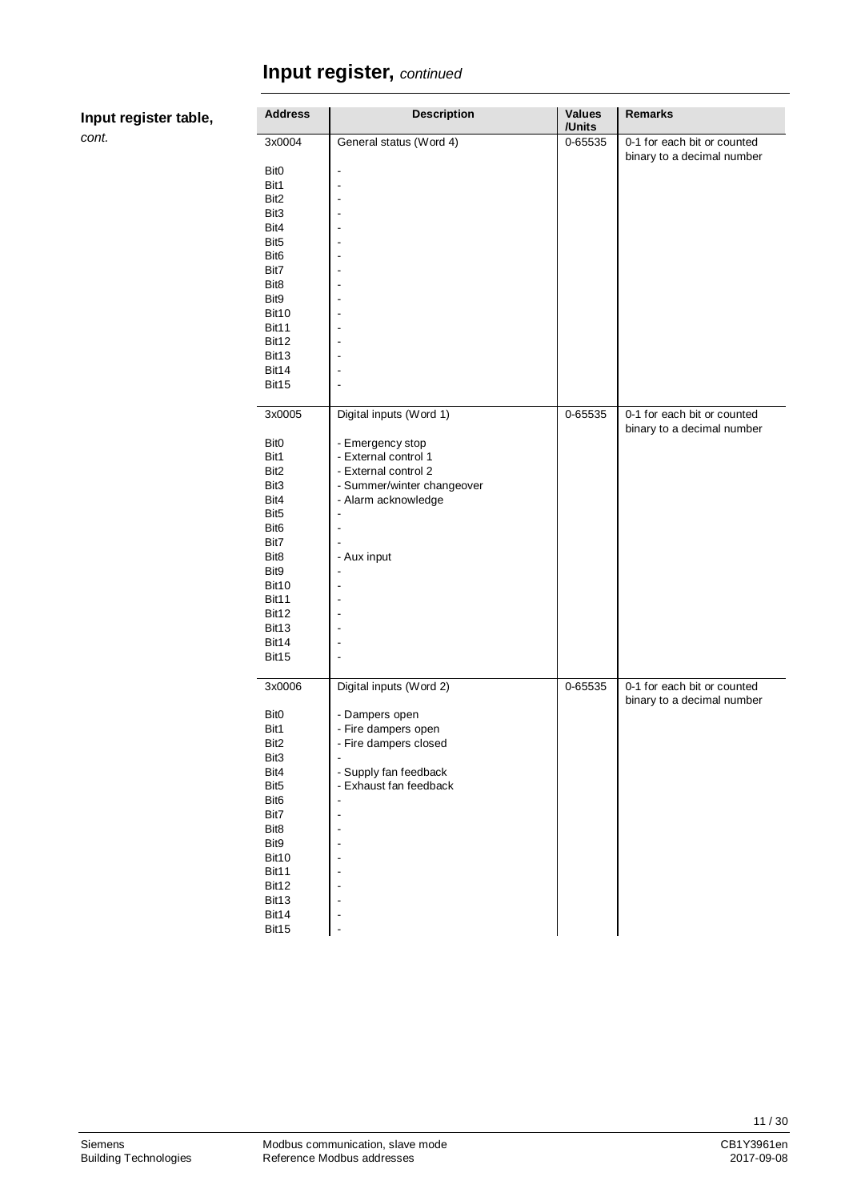# Input register, *continued*

**Input register table,** *cont.*

| Address | Description | Values /Units | Remarks |
|---|---|---|---|
| 3x0004 | General status (Word 4) | 0-65535 | 0-1 for each bit or counted binary to a decimal number |
| Bit0 | - | | |
| Bit1 | - | | |
| Bit2 | - | | |
| Bit3 | - | | |
| Bit4 | - | | |
| Bit5 | - | | |
| Bit6 | - | | |
| Bit7 | - | | |
| Bit8 | - | | |
| Bit9 | - | | |
| Bit10 | - | | |
| Bit11 | - | | |
| Bit12 | - | | |
| Bit13 | - | | |
| Bit14 | - | | |
| Bit15 | - | | |
| 3x0005 | Digital inputs (Word 1) | 0-65535 | 0-1 for each bit or counted binary to a decimal number |
| Bit0 | - Emergency stop | | |
| Bit1 | - External control 1 | | |
| Bit2 | - External control 2 | | |
| Bit3 | - Summer/winter changeover | | |
| Bit4 | - Alarm acknowledge | | |
| Bit5 | - | | |
| Bit6 | - | | |
| Bit7 | - | | |
| Bit8 | - Aux input | | |
| Bit9 | - | | |
| Bit10 | - | | |
| Bit11 | - | | |
| Bit12 | - | | |
| Bit13 | - | | |
| Bit14 | - | | |
| Bit15 | - | | |
| 3x0006 | Digital inputs (Word 2) | 0-65535 | 0-1 for each bit or counted binary to a decimal number |
| Bit0 | - Dampers open | | |
| Bit1 | - Fire dampers open | | |
| Bit2 | - Fire dampers closed | | |
| Bit3 | - | | |
| Bit4 | - Supply fan feedback | | |
| Bit5 | - Exhaust fan feedback | | |
| Bit6 | - | | |
| Bit7 | - | | |
| Bit8 | - | | |
| Bit9 | - | | |
| Bit10 | - | | |
| Bit11 | - | | |
| Bit12 | - | | |
| Bit13 | - | | |
| Bit14 | - | | |
| Bit15 | - | | |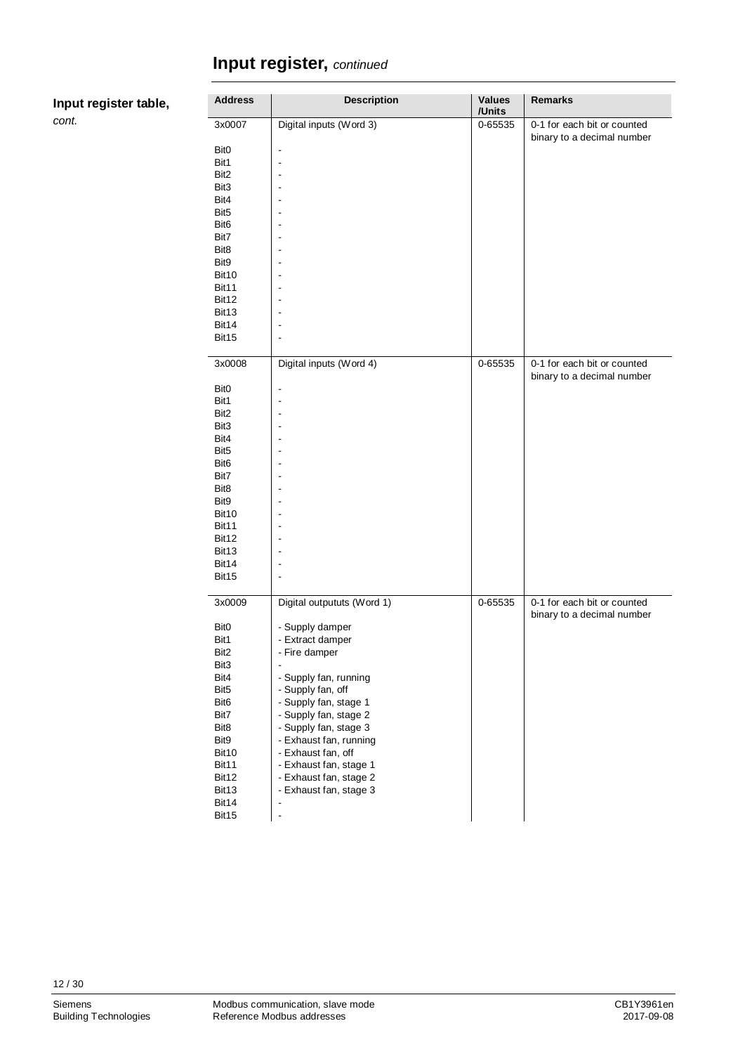# Input register, *continued*

**Input register table,** *cont.*

| Address | Description | Values /Units | Remarks |
|---|---|---|---|
| 3x0007 | Digital inputs (Word 3) | 0-65535 | 0-1 for each bit or counted binary to a decimal number |
| Bit0 | - | | |
| Bit1 | - | | |
| Bit2 | - | | |
| Bit3 | - | | |
| Bit4 | - | | |
| Bit5 | - | | |
| Bit6 | - | | |
| Bit7 | - | | |
| Bit8 | - | | |
| Bit9 | - | | |
| Bit10 | - | | |
| Bit11 | - | | |
| Bit12 | - | | |
| Bit13 | - | | |
| Bit14 | - | | |
| Bit15 | - | | |
| 3x0008 | Digital inputs (Word 4) | 0-65535 | 0-1 for each bit or counted binary to a decimal number |
| Bit0 | - | | |
| Bit1 | - | | |
| Bit2 | - | | |
| Bit3 | - | | |
| Bit4 | - | | |
| Bit5 | - | | |
| Bit6 | - | | |
| Bit7 | - | | |
| Bit8 | - | | |
| Bit9 | - | | |
| Bit10 | - | | |
| Bit11 | - | | |
| Bit12 | - | | |
| Bit13 | - | | |
| Bit14 | - | | |
| Bit15 | - | | |
| 3x0009 | Digital outpututs (Word 1) | 0-65535 | 0-1 for each bit or counted binary to a decimal number |
| Bit0 | - Supply damper | | |
| Bit1 | - Extract damper | | |
| Bit2 | - Fire damper | | |
| Bit3 | - | | |
| Bit4 | - Supply fan, running | | |
| Bit5 | - Supply fan, off | | |
| Bit6 | - Supply fan, stage 1 | | |
| Bit7 | - Supply fan, stage 2 | | |
| Bit8 | - Supply fan, stage 3 | | |
| Bit9 | - Exhaust fan, running | | |
| Bit10 | - Exhaust fan, off | | |
| Bit11 | - Exhaust fan, stage 1 | | |
| Bit12 | - Exhaust fan, stage 2 | | |
| Bit13 | - Exhaust fan, stage 3 | | |
| Bit14 | - | | |
| Bit15 | - | | |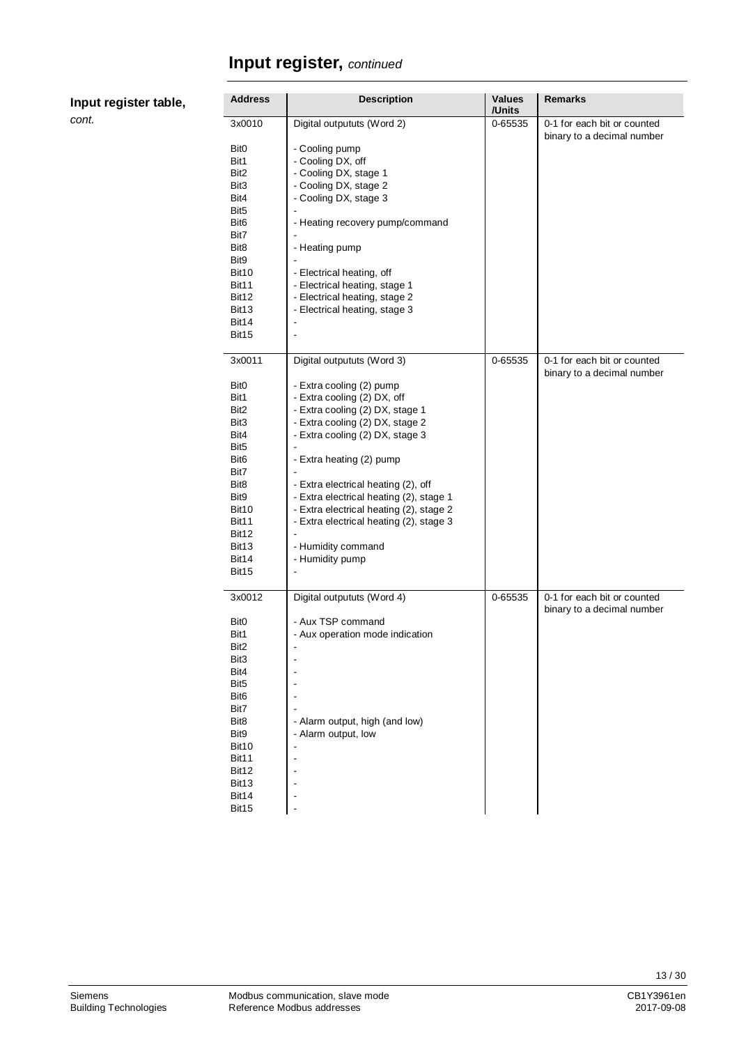# Input register, *continued*

**Input register table,** *cont.*

| Address | Description | Values /Units | Remarks |
|---|---|---|---|
| 3x0010 | Digital outpututs (Word 2) | 0-65535 | 0-1 for each bit or counted binary to a decimal number |
| Bit0 | - Cooling pump | | |
| Bit1 | - Cooling DX, off | | |
| Bit2 | - Cooling DX, stage 1 | | |
| Bit3 | - Cooling DX, stage 2 | | |
| Bit4 | - Cooling DX, stage 3 | | |
| Bit5 | - | | |
| Bit6 | - Heating recovery pump/command | | |
| Bit7 | - | | |
| Bit8 | - Heating pump | | |
| Bit9 | - | | |
| Bit10 | - Electrical heating, off | | |
| Bit11 | - Electrical heating, stage 1 | | |
| Bit12 | - Electrical heating, stage 2 | | |
| Bit13 | - Electrical heating, stage 3 | | |
| Bit14 | - | | |
| Bit15 | - | | |
| 3x0011 | Digital outpututs (Word 3) | 0-65535 | 0-1 for each bit or counted binary to a decimal number |
| Bit0 | - Extra cooling (2) pump | | |
| Bit1 | - Extra cooling (2) DX, off | | |
| Bit2 | - Extra cooling (2) DX, stage 1 | | |
| Bit3 | - Extra cooling (2) DX, stage 2 | | |
| Bit4 | - Extra cooling (2) DX, stage 3 | | |
| Bit5 | - | | |
| Bit6 | - Extra heating (2) pump | | |
| Bit7 | - | | |
| Bit8 | - Extra electrical heating (2), off | | |
| Bit9 | - Extra electrical heating (2), stage 1 | | |
| Bit10 | - Extra electrical heating (2), stage 2 | | |
| Bit11 | - Extra electrical heating (2), stage 3 | | |
| Bit12 | - | | |
| Bit13 | - Humidity command | | |
| Bit14 | - Humidity pump | | |
| Bit15 | - | | |
| 3x0012 | Digital outpututs (Word 4) | 0-65535 | 0-1 for each bit or counted binary to a decimal number |
| Bit0 | - Aux TSP command | | |
| Bit1 | - Aux operation mode indication | | |
| Bit2 | - | | |
| Bit3 | - | | |
| Bit4 | - | | |
| Bit5 | - | | |
| Bit6 | - | | |
| Bit7 | - | | |
| Bit8 | - Alarm output, high (and low) | | |
| Bit9 | - Alarm output, low | | |
| Bit10 | - | | |
| Bit11 | - | | |
| Bit12 | - | | |
| Bit13 | - | | |
| Bit14 | - | | |
| Bit15 | - | | |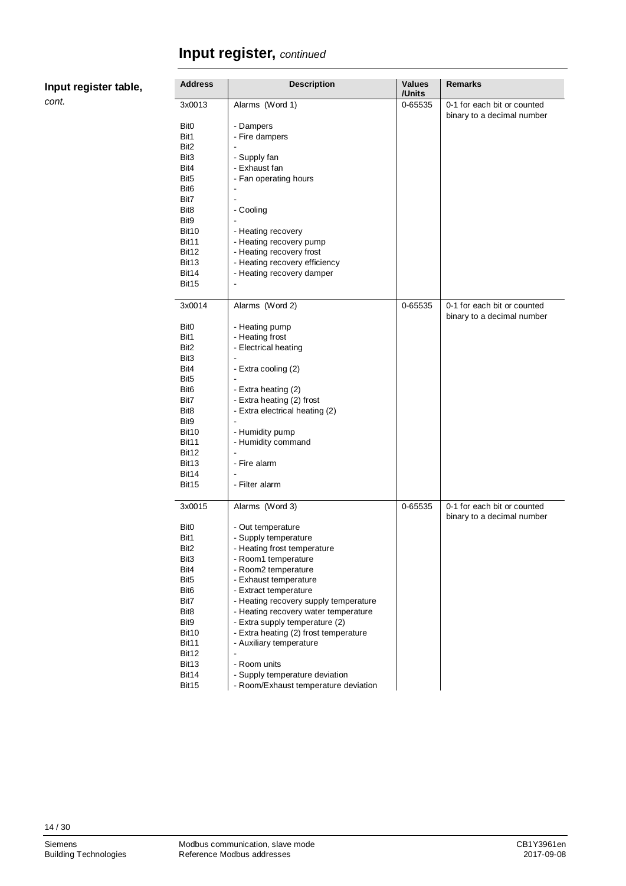# Input register, *continued*

**Input register table,** *cont.*

| Address | Description | Values /Units | Remarks |
|---|---|---|---|
| 3x0013 | Alarms (Word 1) | 0-65535 | 0-1 for each bit or counted binary to a decimal number |
| Bit0 | - Dampers | | |
| Bit1 | - Fire dampers | | |
| Bit2 | - | | |
| Bit3 | - Supply fan | | |
| Bit4 | - Exhaust fan | | |
| Bit5 | - Fan operating hours | | |
| Bit6 | - | | |
| Bit7 | - | | |
| Bit8 | - Cooling | | |
| Bit9 | - | | |
| Bit10 | - Heating recovery | | |
| Bit11 | - Heating recovery pump | | |
| Bit12 | - Heating recovery frost | | |
| Bit13 | - Heating recovery efficiency | | |
| Bit14 | - Heating recovery damper | | |
| Bit15 | - | | |
| 3x0014 | Alarms (Word 2) | 0-65535 | 0-1 for each bit or counted binary to a decimal number |
| Bit0 | - Heating pump | | |
| Bit1 | - Heating frost | | |
| Bit2 | - Electrical heating | | |
| Bit3 | - | | |
| Bit4 | - Extra cooling (2) | | |
| Bit5 | - | | |
| Bit6 | - Extra heating (2) | | |
| Bit7 | - Extra heating (2) frost | | |
| Bit8 | - Extra electrical heating (2) | | |
| Bit9 | - | | |
| Bit10 | - Humidity pump | | |
| Bit11 | - Humidity command | | |
| Bit12 | - | | |
| Bit13 | - Fire alarm | | |
| Bit14 | - | | |
| Bit15 | - Filter alarm | | |
| 3x0015 | Alarms (Word 3) | 0-65535 | 0-1 for each bit or counted binary to a decimal number |
| Bit0 | - Out temperature | | |
| Bit1 | - Supply temperature | | |
| Bit2 | - Heating frost temperature | | |
| Bit3 | - Room1 temperature | | |
| Bit4 | - Room2 temperature | | |
| Bit5 | - Exhaust temperature | | |
| Bit6 | - Extract temperature | | |
| Bit7 | - Heating recovery supply temperature | | |
| Bit8 | - Heating recovery water temperature | | |
| Bit9 | - Extra supply temperature (2) | | |
| Bit10 | - Extra heating (2) frost temperature | | |
| Bit11 | - Auxiliary temperature | | |
| Bit12 | - | | |
| Bit13 | - Room units | | |
| Bit14 | - Supply temperature deviation | | |
| Bit15 | - Room/Exhaust temperature deviation | | |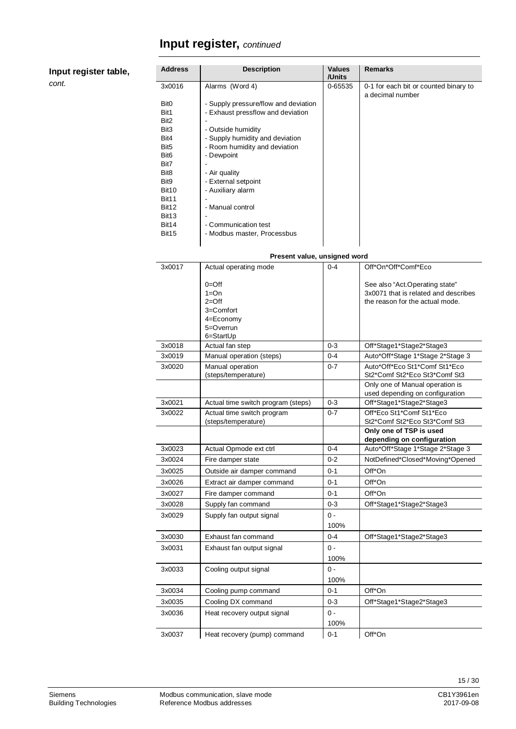# Input register, *continued*

**Input register table,** *cont.*

| Address | Description | Values /Units | Remarks |
|---|---|---|---|
| 3x0016 | Alarms (Word 4) | 0-65535 | 0-1 for each bit or counted binary to a decimal number |
| Bit0 | - Supply pressure/flow and deviation | | |
| Bit1 | - Exhaust pressflow and deviation | | |
| Bit2 | - | | |
| Bit3 | - Outside humidity | | |
| Bit4 | - Supply humidity and deviation | | |
| Bit5 | - Room humidity and deviation | | |
| Bit6 | - Dewpoint | | |
| Bit7 | - | | |
| Bit8 | - Air quality | | |
| Bit9 | - External setpoint | | |
| Bit10 | - Auxiliary alarm | | |
| Bit11 | - | | |
| Bit12 | - Manual control | | |
| Bit13 | - | | |
| Bit14 | - Communication test | | |
| Bit15 | - Modbus master, Processbus | | |
| | **Present value, unsigned word** | | |
| 3x0017 | Actual operating mode<br><br>0=Off<br>1=On<br>2=Off<br>3=Comfort<br>4=Economy<br>5=Overrun<br>6=StartUp | 0-4 | Off*On*Off*Comf*Eco<br><br>See also "Act.Operating state" 3x0071 that is related and describes the reason for the actual mode. |
| 3x0018 | Actual fan step | 0-3 | Off*Stage1*Stage2*Stage3 |
| 3x0019 | Manual operation (steps) | 0-4 | Auto*Off*Stage 1*Stage 2*Stage 3 |
| 3x0020 | Manual operation (steps/temperature) | 0-7 | Auto*Off*Eco St1*Comf St1*Eco St2*Comf St2*Eco St3*Comf St3 |
| | | | Only one of Manual operation is used depending on configuration |
| 3x0021 | Actual time switch program (steps) | 0-3 | Off*Stage1*Stage2*Stage3 |
| 3x0022 | Actual time switch program (steps/temperature) | 0-7 | Off*Eco St1*Comf St1*Eco St2*Comf St2*Eco St3*Comf St3 |
| | | | **Only one of TSP is used depending on configuration** |
| 3x0023 | Actual Opmode ext ctrl | 0-4 | Auto*Off*Stage 1*Stage 2*Stage 3 |
| 3x0024 | Fire damper state | 0-2 | NotDefined*Closed*Moving*Opened |
| 3x0025 | Outside air damper command | 0-1 | Off*On |
| 3x0026 | Extract air damper command | 0-1 | Off*On |
| 3x0027 | Fire damper command | 0-1 | Off*On |
| 3x0028 | Supply fan command | 0-3 | Off*Stage1*Stage2*Stage3 |
| 3x0029 | Supply fan output signal | 0 - 100% | |
| 3x0030 | Exhaust fan command | 0-4 | Off*Stage1*Stage2*Stage3 |
| 3x0031 | Exhaust fan output signal | 0 - 100% | |
| 3x0033 | Cooling output signal | 0 - 100% | |
| 3x0034 | Cooling pump command | 0-1 | Off*On |
| 3x0035 | Cooling DX command | 0-3 | Off*Stage1*Stage2*Stage3 |
| 3x0036 | Heat recovery output signal | 0 - 100% | |
| 3x0037 | Heat recovery (pump) command | 0-1 | Off*On |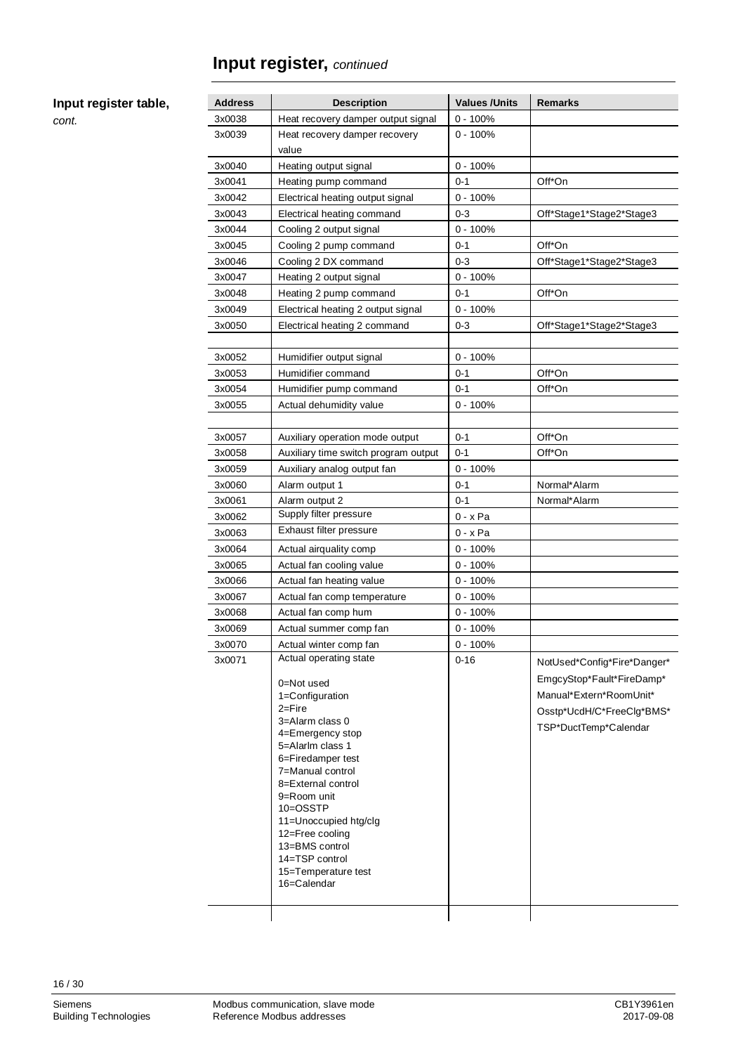# Input register, *continued*

**Input register table,** *cont.*

| Address | Description | Values /Units | Remarks |
|---|---|---|---|
| 3x0038 | Heat recovery damper output signal | 0 - 100% | |
| 3x0039 | Heat recovery damper recovery value | 0 - 100% | |
| 3x0040 | Heating output signal | 0 - 100% | |
| 3x0041 | Heating pump command | 0-1 | Off*On |
| 3x0042 | Electrical heating output signal | 0 - 100% | |
| 3x0043 | Electrical heating command | 0-3 | Off*Stage1*Stage2*Stage3 |
| 3x0044 | Cooling 2 output signal | 0 - 100% | |
| 3x0045 | Cooling 2 pump command | 0-1 | Off*On |
| 3x0046 | Cooling 2 DX command | 0-3 | Off*Stage1*Stage2*Stage3 |
| 3x0047 | Heating 2 output signal | 0 - 100% | |
| 3x0048 | Heating 2 pump command | 0-1 | Off*On |
| 3x0049 | Electrical heating 2 output signal | 0 - 100% | |
| 3x0050 | Electrical heating 2 command | 0-3 | Off*Stage1*Stage2*Stage3 |
| | | | |
| 3x0052 | Humidifier output signal | 0 - 100% | |
| 3x0053 | Humidifier command | 0-1 | Off*On |
| 3x0054 | Humidifier pump command | 0-1 | Off*On |
| 3x0055 | Actual dehumidity value | 0 - 100% | |
| | | | |
| 3x0057 | Auxiliary operation mode output | 0-1 | Off*On |
| 3x0058 | Auxiliary time switch program output | 0-1 | Off*On |
| 3x0059 | Auxiliary analog output fan | 0 - 100% | |
| 3x0060 | Alarm output 1 | 0-1 | Normal*Alarm |
| 3x0061 | Alarm output 2 | 0-1 | Normal*Alarm |
| 3x0062 | Supply filter pressure | 0 - x Pa | |
| 3x0063 | Exhaust filter pressure | 0 - x Pa | |
| 3x0064 | Actual airquality comp | 0 - 100% | |
| 3x0065 | Actual fan cooling value | 0 - 100% | |
| 3x0066 | Actual fan heating value | 0 - 100% | |
| 3x0067 | Actual fan comp temperature | 0 - 100% | |
| 3x0068 | Actual fan comp hum | 0 - 100% | |
| 3x0069 | Actual summer comp fan | 0 - 100% | |
| 3x0070 | Actual winter comp fan | 0 - 100% | |
| 3x0071 | Actual operating state<br><br>0=Not used<br>1=Configuration<br>2=Fire<br>3=Alarm class 0<br>4=Emergency stop<br>5=Alarlm class 1<br>6=Firedamper test<br>7=Manual control<br>8=External control<br>9=Room unit<br>10=OSSTP<br>11=Unoccupied htg/clg<br>12=Free cooling<br>13=BMS control<br>14=TSP control<br>15=Temperature test<br>16=Calendar | 0-16 | NotUsed*Config*Fire*Danger*EmgcyStop*Fault*FireDamp*Manual*Extern*RoomUnit*Osstp*UcdH/C*FreeClg*BMS*TSP*DuctTemp*Calendar |
| | | | |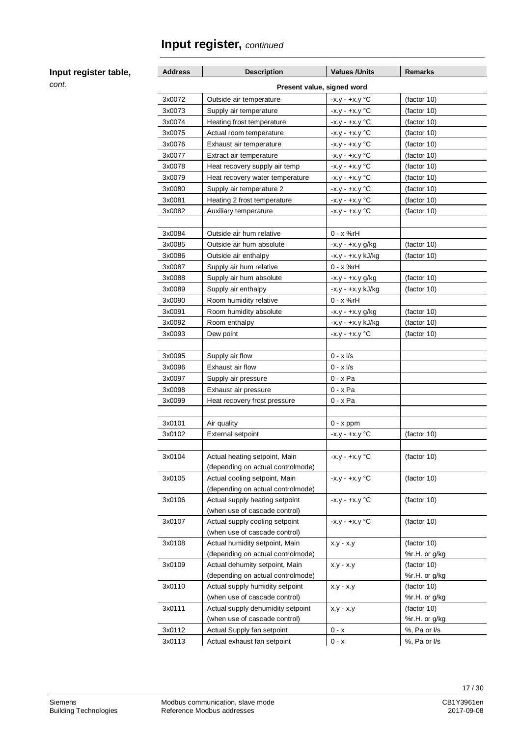# Input register, *continued*

**Input register table,** *cont.*

| Address | Description | Values /Units | Remarks |
|---|---|---|---|
| | **Present value, signed word** | | |
| 3x0072 | Outside air temperature | -x.y - +x.y °C | (factor 10) |
| 3x0073 | Supply air temperature | -x.y - +x.y °C | (factor 10) |
| 3x0074 | Heating frost temperature | -x.y - +x.y °C | (factor 10) |
| 3x0075 | Actual room temperature | -x.y - +x.y °C | (factor 10) |
| 3x0076 | Exhaust air temperature | -x.y - +x.y °C | (factor 10) |
| 3x0077 | Extract air temperature | -x.y - +x.y °C | (factor 10) |
| 3x0078 | Heat recovery supply air temp | -x.y - +x.y °C | (factor 10) |
| 3x0079 | Heat recovery water temperature | -x.y - +x.y °C | (factor 10) |
| 3x0080 | Supply air temperature 2 | -x.y - +x.y °C | (factor 10) |
| 3x0081 | Heating 2 frost temperature | -x.y - +x.y °C | (factor 10) |
| 3x0082 | Auxiliary temperature | -x.y - +x.y °C | (factor 10) |
| | | | |
| 3x0084 | Outside air hum relative | 0 - x %rH | |
| 3x0085 | Outside air hum absolute | -x.y - +x.y g/kg | (factor 10) |
| 3x0086 | Outside air enthalpy | -x.y - +x.y kJ/kg | (factor 10) |
| 3x0087 | Supply air hum relative | 0 - x %rH | |
| 3x0088 | Supply air hum absolute | -x.y - +x.y g/kg | (factor 10) |
| 3x0089 | Supply air enthalpy | -x.y - +x.y kJ/kg | (factor 10) |
| 3x0090 | Room humidity relative | 0 - x %rH | |
| 3x0091 | Room humidity absolute | -x.y - +x.y g/kg | (factor 10) |
| 3x0092 | Room enthalpy | -x.y - +x.y kJ/kg | (factor 10) |
| 3x0093 | Dew point | -x.y - +x.y °C | (factor 10) |
| | | | |
| 3x0095 | Supply air flow | 0 - x l/s | |
| 3x0096 | Exhaust air flow | 0 - x l/s | |
| 3x0097 | Supply air pressure | 0 - x Pa | |
| 3x0098 | Exhaust air pressure | 0 - x Pa | |
| 3x0099 | Heat recovery frost pressure | 0 - x Pa | |
| | | | |
| 3x0101 | Air quality | 0 - x ppm | |
| 3x0102 | External setpoint | -x.y - +x.y °C | (factor 10) |
| | | | |
| 3x0104 | Actual heating setpoint, Main (depending on actual controlmode) | -x.y - +x.y °C | (factor 10) |
| 3x0105 | Actual cooling setpoint, Main (depending on actual controlmode) | -x.y - +x.y °C | (factor 10) |
| 3x0106 | Actual supply heating setpoint (when use of cascade control) | -x.y - +x.y °C | (factor 10) |
| 3x0107 | Actual supply cooling setpoint (when use of cascade control) | -x.y - +x.y °C | (factor 10) |
| 3x0108 | Actual humidity setpoint, Main (depending on actual controlmode) | x.y - x.y | (factor 10) %r.H. or g/kg |
| 3x0109 | Actual dehumity setpoint, Main (depending on actual controlmode) | x.y - x.y | (factor 10) %r.H. or g/kg |
| 3x0110 | Actual supply humidity setpoint (when use of cascade control) | x.y - x.y | (factor 10) %r.H. or g/kg |
| 3x0111 | Actual supply dehumidity setpoint (when use of cascade control) | x.y - x.y | (factor 10) %r.H. or g/kg |
| 3x0112 | Actual Supply fan setpoint | 0 - x | %, Pa or l/s |
| 3x0113 | Actual exhaust fan setpoint | 0 - x | %, Pa or l/s |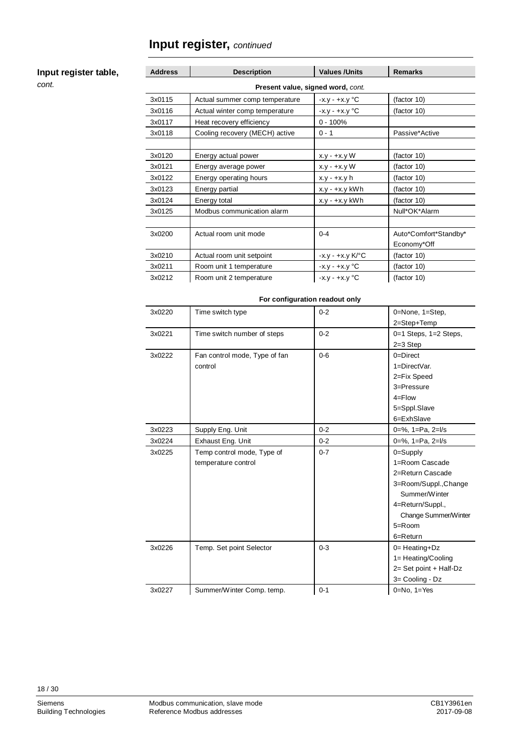# Input register, *continued*

**Input register table,** *cont.*

| Address | Description | Values /Units | Remarks |
|---|---|---|---|
| | **Present value, signed word,** *cont.* | | |
| 3x0115 | Actual summer comp temperature | -x.y - +x.y °C | (factor 10) |
| 3x0116 | Actual winter comp temperature | -x.y - +x.y °C | (factor 10) |
| 3x0117 | Heat recovery efficiency | 0 - 100% | |
| 3x0118 | Cooling recovery (MECH) active | 0 - 1 | Passive*Active |
| | | | |
| 3x0120 | Energy actual power | x.y - +x.y W | (factor 10) |
| 3x0121 | Energy average power | x.y - +x.y W | (factor 10) |
| 3x0122 | Energy operating hours | x.y - +x.y h | (factor 10) |
| 3x0123 | Energy partial | x.y - +x.y kWh | (factor 10) |
| 3x0124 | Energy total | x.y - +x.y kWh | (factor 10) |
| 3x0125 | Modbus communication alarm | | Null*OK*Alarm |
| | | | |
| 3x0200 | Actual room unit mode | 0-4 | Auto*Comfort*Standby* Economy*Off |
| 3x0210 | Actual room unit setpoint | -x.y - +x.y K/°C | (factor 10) |
| 3x0211 | Room unit 1 temperature | -x.y - +x.y °C | (factor 10) |
| 3x0212 | Room unit 2 temperature | -x.y - +x.y °C | (factor 10) |

| | **For configuration readout only** | | |
|---|---|---|---|
| 3x0220 | Time switch type | 0-2 | 0=None, 1=Step, 2=Step+Temp |
| 3x0221 | Time switch number of steps | 0-2 | 0=1 Steps, 1=2 Steps, 2=3 Step |
| 3x0222 | Fan control mode, Type of fan control | 0-6 | 0=Direct 1=DirectVar. 2=Fix Speed 3=Pressure 4=Flow 5=Sppl.Slave 6=ExhSlave |
| 3x0223 | Supply Eng. Unit | 0-2 | 0=%, 1=Pa, 2=l/s |
| 3x0224 | Exhaust Eng. Unit | 0-2 | 0=%, 1=Pa, 2=l/s |
| 3x0225 | Temp control mode, Type of temperature control | 0-7 | 0=Supply 1=Room Cascade 2=Return Cascade 3=Room/Suppl.,Change Summer/Winter 4=Return/Suppl., Change Summer/Winter 5=Room 6=Return |
| 3x0226 | Temp. Set point Selector | 0-3 | 0= Heating+Dz 1= Heating/Cooling 2= Set point + Half-Dz 3= Cooling - Dz |
| 3x0227 | Summer/Winter Comp. temp. | 0-1 | 0=No, 1=Yes |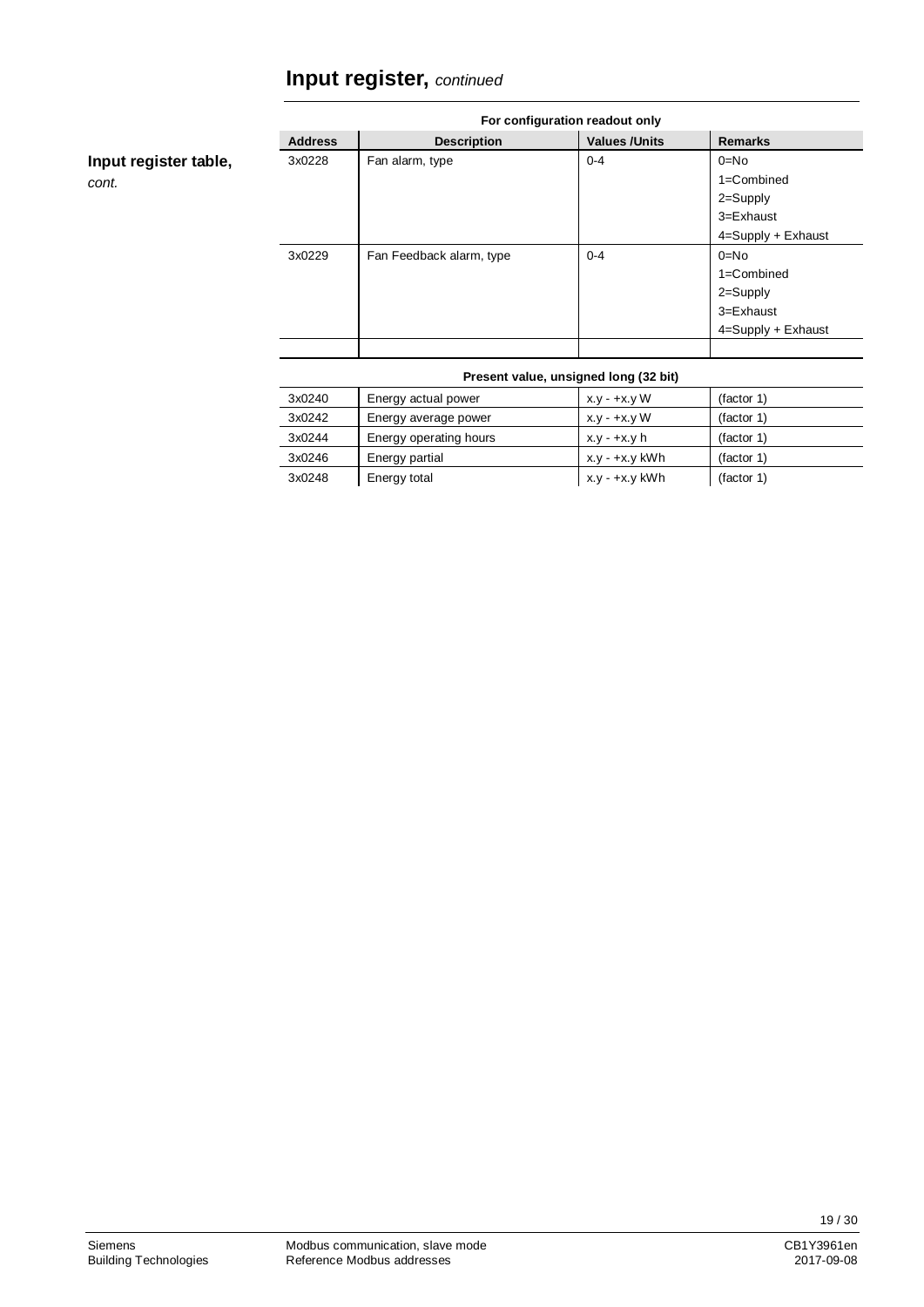# Input register, *continued*

**Input register table,** *cont.*

| Address | Description | Values /Units | Remarks |
|---|---|---|---|
| **For configuration readout only** | | | |
| 3x0228 | Fan alarm, type | 0-4 | 0=No<br>1=Combined<br>2=Supply<br>3=Exhaust<br>4=Supply + Exhaust |
| 3x0229 | Fan Feedback alarm, type | 0-4 | 0=No<br>1=Combined<br>2=Supply<br>3=Exhaust<br>4=Supply + Exhaust |
| | | | |
| **Present value, unsigned long (32 bit)** | | | |
| 3x0240 | Energy actual power | x.y - +x.y W | (factor 1) |
| 3x0242 | Energy average power | x.y - +x.y W | (factor 1) |
| 3x0244 | Energy operating hours | x.y - +x.y h | (factor 1) |
| 3x0246 | Energy partial | x.y - +x.y kWh | (factor 1) |
| 3x0248 | Energy total | x.y - +x.y kWh | (factor 1) |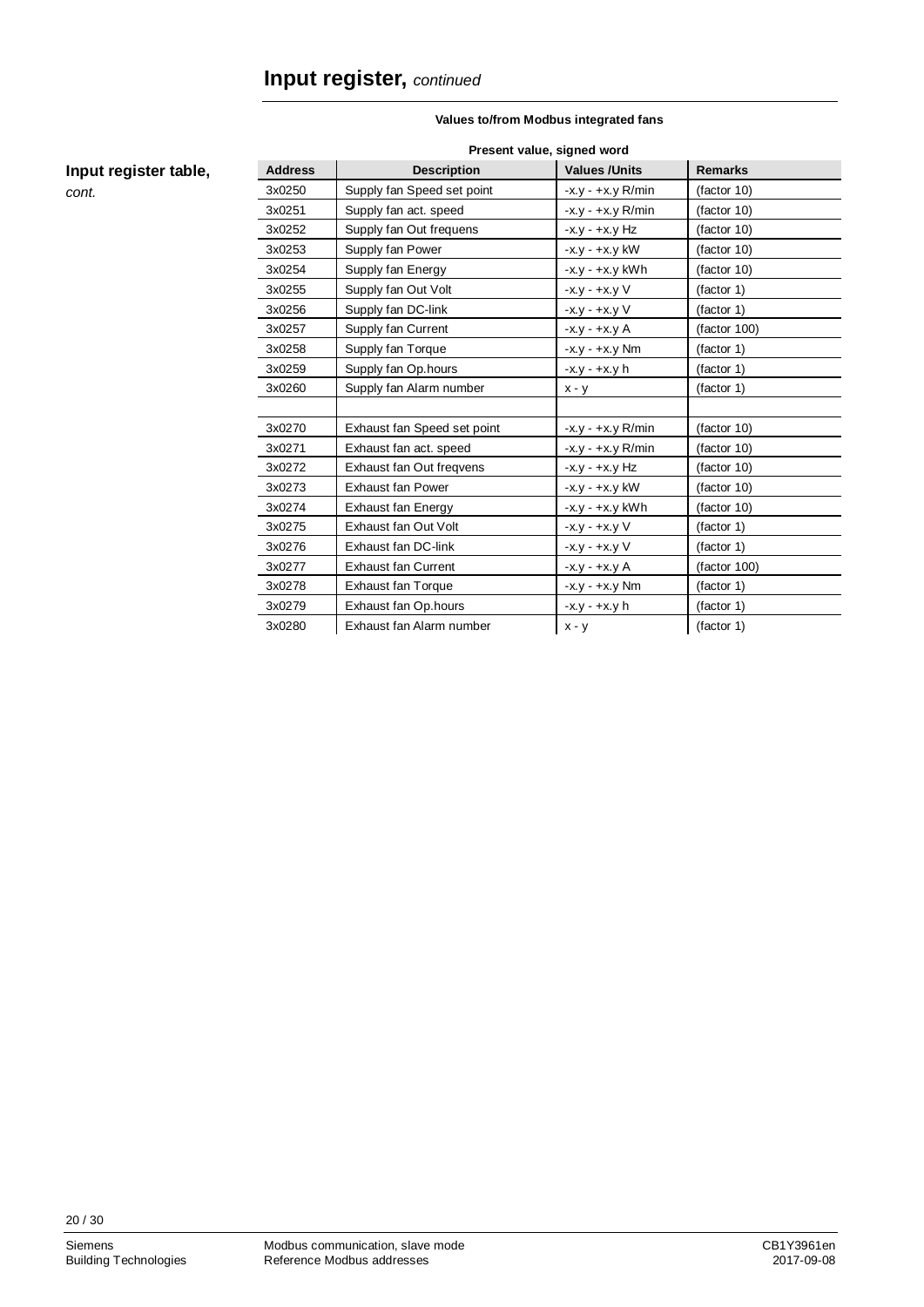# Input register, *continued*

**Values to/from Modbus integrated fans**

**Input register table,** *cont.*

**Present value, signed word**

| Address | Description | Values /Units | Remarks |
|---|---|---|---|
| 3x0250 | Supply fan Speed set point | -x.y - +x.y R/min | (factor 10) |
| 3x0251 | Supply fan act. speed | -x.y - +x.y R/min | (factor 10) |
| 3x0252 | Supply fan Out frequens | -x.y - +x.y Hz | (factor 10) |
| 3x0253 | Supply fan Power | -x.y - +x.y kW | (factor 10) |
| 3x0254 | Supply fan Energy | -x.y - +x.y kWh | (factor 10) |
| 3x0255 | Supply fan Out Volt | -x.y - +x.y V | (factor 1) |
| 3x0256 | Supply fan DC-link | -x.y - +x.y V | (factor 1) |
| 3x0257 | Supply fan Current | -x.y - +x.y A | (factor 100) |
| 3x0258 | Supply fan Torque | -x.y - +x.y Nm | (factor 1) |
| 3x0259 | Supply fan Op.hours | -x.y - +x.y h | (factor 1) |
| 3x0260 | Supply fan Alarm number | x - y | (factor 1) |
| | | | |
| 3x0270 | Exhaust fan Speed set point | -x.y - +x.y R/min | (factor 10) |
| 3x0271 | Exhaust fan act. speed | -x.y - +x.y R/min | (factor 10) |
| 3x0272 | Exhaust fan Out freqvens | -x.y - +x.y Hz | (factor 10) |
| 3x0273 | Exhaust fan Power | -x.y - +x.y kW | (factor 10) |
| 3x0274 | Exhaust fan Energy | -x.y - +x.y kWh | (factor 10) |
| 3x0275 | Exhaust fan Out Volt | -x.y - +x.y V | (factor 1) |
| 3x0276 | Exhaust fan DC-link | -x.y - +x.y V | (factor 1) |
| 3x0277 | Exhaust fan Current | -x.y - +x.y A | (factor 100) |
| 3x0278 | Exhaust fan Torque | -x.y - +x.y Nm | (factor 1) |
| 3x0279 | Exhaust fan Op.hours | -x.y - +x.y h | (factor 1) |
| 3x0280 | Exhaust fan Alarm number | x - y | (factor 1) |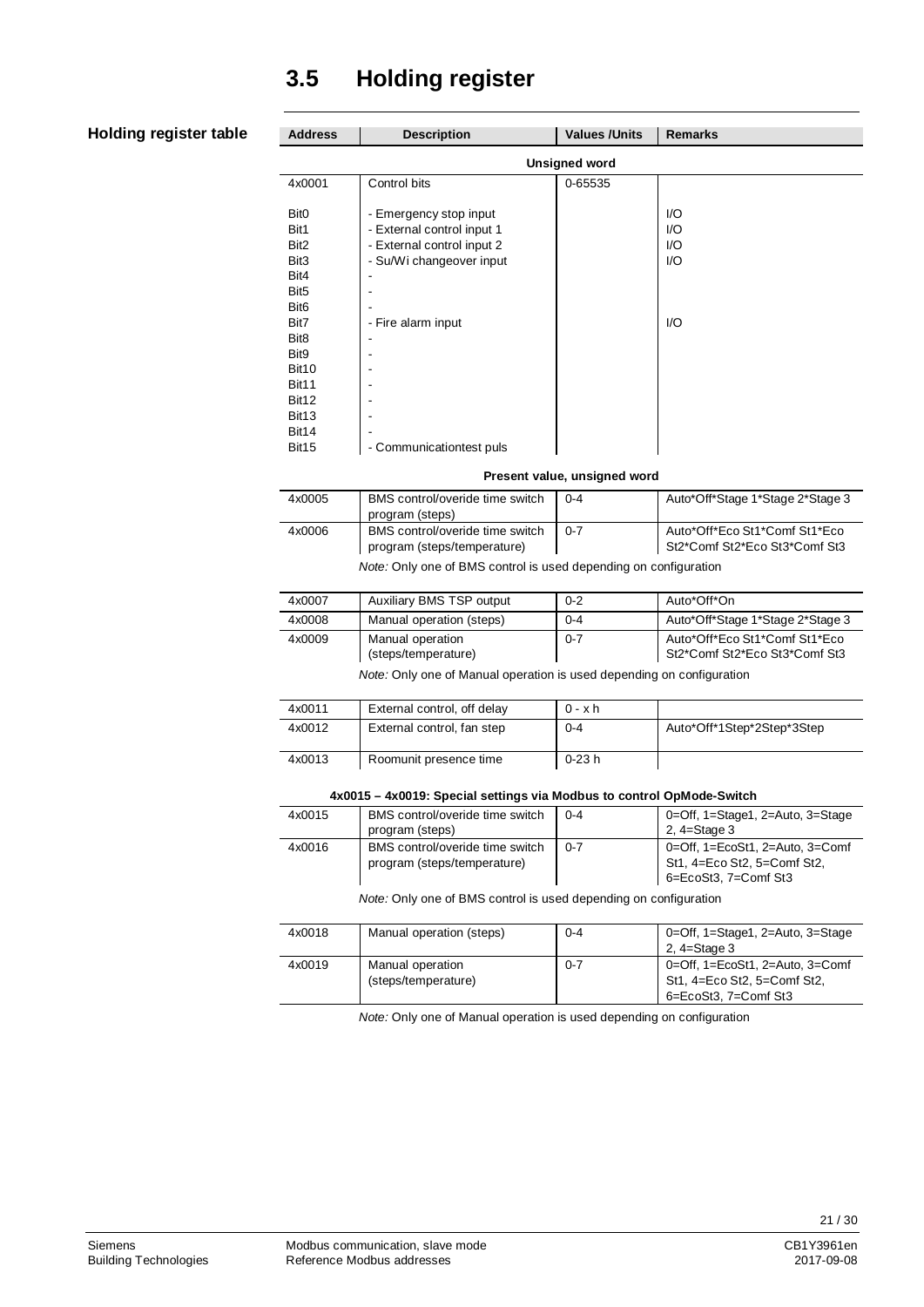## 3.5 Holding register

**Holding register table**

| Address | Description | Values /Units | Remarks |
|---|---|---|---|
| | **Unsigned word** | | |
| 4x0001 | Control bits | 0-65535 | |
| Bit0 | - Emergency stop input | | I/O |
| Bit1 | - External control input 1 | | I/O |
| Bit2 | - External control input 2 | | I/O |
| Bit3 | - Su/Wi changeover input | | I/O |
| Bit4 | - | | |
| Bit5 | - | | |
| Bit6 | - | | |
| Bit7 | - Fire alarm input | | I/O |
| Bit8 | - | | |
| Bit9 | - | | |
| Bit10 | - | | |
| Bit11 | - | | |
| Bit12 | - | | |
| Bit13 | - | | |
| Bit14 | - | | |
| Bit15 | - Communicationtest puls | | |
| | **Present value, unsigned word** | | |
| 4x0005 | BMS control/overide time switch program (steps) | 0-4 | Auto*Off*Stage 1*Stage 2*Stage 3 |
| 4x0006 | BMS control/overide time switch program (steps/temperature) | 0-7 | Auto*Off*Eco St1*Comf St1*Eco St2*Comf St2*Eco St3*Comf St3 |
| | *Note:* Only one of BMS control is used depending on configuration | | |
| 4x0007 | Auxiliary BMS TSP output | 0-2 | Auto*Off*On |
| 4x0008 | Manual operation (steps) | 0-4 | Auto*Off*Stage 1*Stage 2*Stage 3 |
| 4x0009 | Manual operation (steps/temperature) | 0-7 | Auto*Off*Eco St1*Comf St1*Eco St2*Comf St2*Eco St3*Comf St3 |
| | *Note:* Only one of Manual operation is used depending on configuration | | |
| 4x0011 | External control, off delay | 0 - x h | |
| 4x0012 | External control, fan step | 0-4 | Auto*Off*1Step*2Step*3Step |
| 4x0013 | Roomunit presence time | 0-23 h | |
| | **4x0015 – 4x0019: Special settings via Modbus to control OpMode-Switch** | | |
| 4x0015 | BMS control/overide time switch program (steps) | 0-4 | 0=Off, 1=Stage1, 2=Auto, 3=Stage 2, 4=Stage 3 |
| 4x0016 | BMS control/overide time switch program (steps/temperature) | 0-7 | 0=Off, 1=EcoSt1, 2=Auto, 3=Comf St1, 4=Eco St2, 5=Comf St2, 6=EcoSt3, 7=Comf St3 |
| | *Note:* Only one of BMS control is used depending on configuration | | |
| 4x0018 | Manual operation (steps) | 0-4 | 0=Off, 1=Stage1, 2=Auto, 3=Stage 2, 4=Stage 3 |
| 4x0019 | Manual operation (steps/temperature) | 0-7 | 0=Off, 1=EcoSt1, 2=Auto, 3=Comf St1, 4=Eco St2, 5=Comf St2, 6=EcoSt3, 7=Comf St3 |

*Note:* Only one of Manual operation is used depending on configuration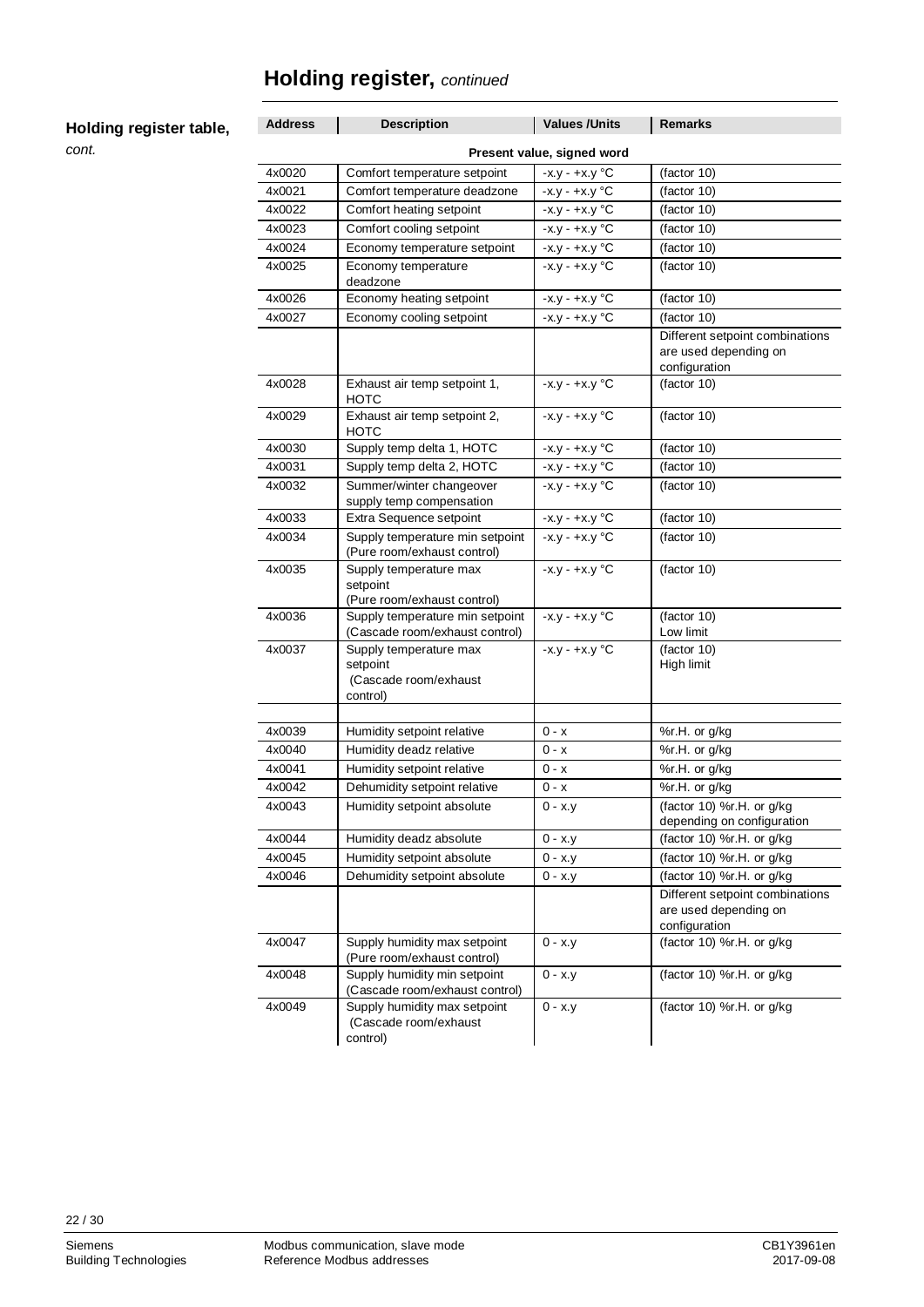# Holding register, *continued*

**Holding register table,** *cont.*

| Address | Description | Values /Units | Remarks |
|---|---|---|---|
| | **Present value, signed word** | | |
| 4x0020 | Comfort temperature setpoint | -x.y - +x.y °C | (factor 10) |
| 4x0021 | Comfort temperature deadzone | -x.y - +x.y °C | (factor 10) |
| 4x0022 | Comfort heating setpoint | -x.y - +x.y °C | (factor 10) |
| 4x0023 | Comfort cooling setpoint | -x.y - +x.y °C | (factor 10) |
| 4x0024 | Economy temperature setpoint | -x.y - +x.y °C | (factor 10) |
| 4x0025 | Economy temperature deadzone | -x.y - +x.y °C | (factor 10) |
| 4x0026 | Economy heating setpoint | -x.y - +x.y °C | (factor 10) |
| 4x0027 | Economy cooling setpoint | -x.y - +x.y °C | (factor 10) |
| | | | Different setpoint combinations are used depending on configuration |
| 4x0028 | Exhaust air temp setpoint 1, HOTC | -x.y - +x.y °C | (factor 10) |
| 4x0029 | Exhaust air temp setpoint 2, HOTC | -x.y - +x.y °C | (factor 10) |
| 4x0030 | Supply temp delta 1, HOTC | -x.y - +x.y °C | (factor 10) |
| 4x0031 | Supply temp delta 2, HOTC | -x.y - +x.y °C | (factor 10) |
| 4x0032 | Summer/winter changeover supply temp compensation | -x.y - +x.y °C | (factor 10) |
| 4x0033 | Extra Sequence setpoint | -x.y - +x.y °C | (factor 10) |
| 4x0034 | Supply temperature min setpoint (Pure room/exhaust control) | -x.y - +x.y °C | (factor 10) |
| 4x0035 | Supply temperature max setpoint (Pure room/exhaust control) | -x.y - +x.y °C | (factor 10) |
| 4x0036 | Supply temperature min setpoint (Cascade room/exhaust control) | -x.y - +x.y °C | (factor 10) Low limit |
| 4x0037 | Supply temperature max setpoint (Cascade room/exhaust control) | -x.y - +x.y °C | (factor 10) High limit |
| | | | |
| 4x0039 | Humidity setpoint relative | 0 - x | %r.H. or g/kg |
| 4x0040 | Humidity deadz relative | 0 - x | %r.H. or g/kg |
| 4x0041 | Humidity setpoint relative | 0 - x | %r.H. or g/kg |
| 4x0042 | Dehumidity setpoint relative | 0 - x | %r.H. or g/kg |
| 4x0043 | Humidity setpoint absolute | 0 - x.y | (factor 10) %r.H. or g/kg depending on configuration |
| 4x0044 | Humidity deadz absolute | 0 - x.y | (factor 10) %r.H. or g/kg |
| 4x0045 | Humidity setpoint absolute | 0 - x.y | (factor 10) %r.H. or g/kg |
| 4x0046 | Dehumidity setpoint absolute | 0 - x.y | (factor 10) %r.H. or g/kg |
| | | | Different setpoint combinations are used depending on configuration |
| 4x0047 | Supply humidity max setpoint (Pure room/exhaust control) | 0 - x.y | (factor 10) %r.H. or g/kg |
| 4x0048 | Supply humidity min setpoint (Cascade room/exhaust control) | 0 - x.y | (factor 10) %r.H. or g/kg |
| 4x0049 | Supply humidity max setpoint (Cascade room/exhaust control) | 0 - x.y | (factor 10) %r.H. or g/kg |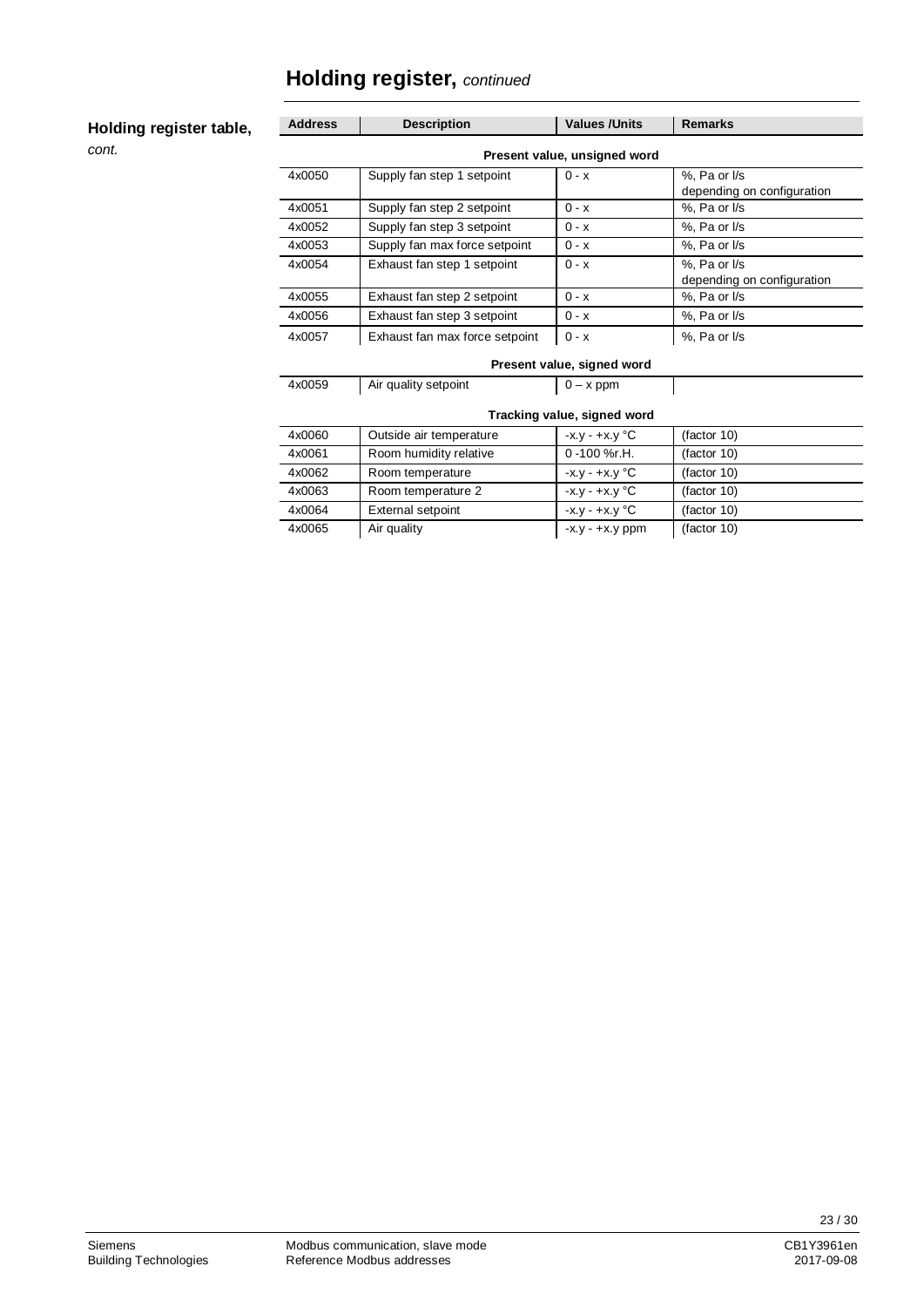# Holding register, *continued*

**Holding register table,** *cont.*

| Address | Description | Values /Units | Remarks |
|---|---|---|---|
| | | **Present value, unsigned word** | |
| 4x0050 | Supply fan step 1 setpoint | 0 - x | %, Pa or l/s depending on configuration |
| 4x0051 | Supply fan step 2 setpoint | 0 - x | %, Pa or l/s |
| 4x0052 | Supply fan step 3 setpoint | 0 - x | %, Pa or l/s |
| 4x0053 | Supply fan max force setpoint | 0 - x | %, Pa or l/s |
| 4x0054 | Exhaust fan step 1 setpoint | 0 - x | %, Pa or l/s depending on configuration |
| 4x0055 | Exhaust fan step 2 setpoint | 0 - x | %, Pa or l/s |
| 4x0056 | Exhaust fan step 3 setpoint | 0 - x | %, Pa or l/s |
| 4x0057 | Exhaust fan max force setpoint | 0 - x | %, Pa or l/s |
| | | **Present value, signed word** | |
| 4x0059 | Air quality setpoint | 0 – x ppm | |
| | | **Tracking value, signed word** | |
| 4x0060 | Outside air temperature | -x.y - +x.y °C | (factor 10) |
| 4x0061 | Room humidity relative | 0 -100 %r.H. | (factor 10) |
| 4x0062 | Room temperature | -x.y - +x.y °C | (factor 10) |
| 4x0063 | Room temperature 2 | -x.y - +x.y °C | (factor 10) |
| 4x0064 | External setpoint | -x.y - +x.y °C | (factor 10) |
| 4x0065 | Air quality | -x.y - +x.y ppm | (factor 10) |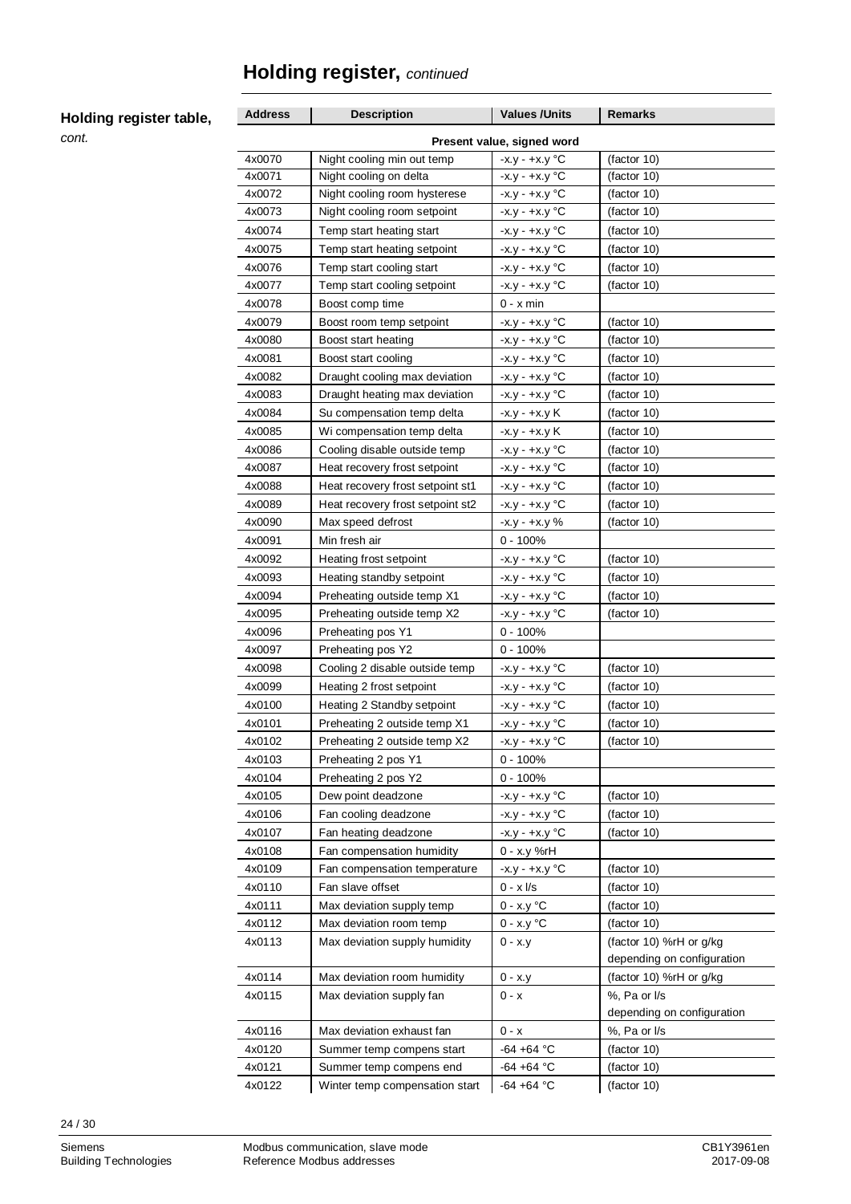# Holding register, *continued*

**Holding register table,** *cont.*

| Address | Description | Values /Units | Remarks |
|---|---|---|---|
| **Present value, signed word** | | | |
| 4x0070 | Night cooling min out temp | -x.y - +x.y °C | (factor 10) |
| 4x0071 | Night cooling on delta | -x.y - +x.y °C | (factor 10) |
| 4x0072 | Night cooling room hysterese | -x.y - +x.y °C | (factor 10) |
| 4x0073 | Night cooling room setpoint | -x.y - +x.y °C | (factor 10) |
| 4x0074 | Temp start heating start | -x.y - +x.y °C | (factor 10) |
| 4x0075 | Temp start heating setpoint | -x.y - +x.y °C | (factor 10) |
| 4x0076 | Temp start cooling start | -x.y - +x.y °C | (factor 10) |
| 4x0077 | Temp start cooling setpoint | -x.y - +x.y °C | (factor 10) |
| 4x0078 | Boost comp time | 0 - x min | |
| 4x0079 | Boost room temp setpoint | -x.y - +x.y °C | (factor 10) |
| 4x0080 | Boost start heating | -x.y - +x.y °C | (factor 10) |
| 4x0081 | Boost start cooling | -x.y - +x.y °C | (factor 10) |
| 4x0082 | Draught cooling max deviation | -x.y - +x.y °C | (factor 10) |
| 4x0083 | Draught heating max deviation | -x.y - +x.y °C | (factor 10) |
| 4x0084 | Su compensation temp delta | -x.y - +x.y K | (factor 10) |
| 4x0085 | Wi compensation temp delta | -x.y - +x.y K | (factor 10) |
| 4x0086 | Cooling disable outside temp | -x.y - +x.y °C | (factor 10) |
| 4x0087 | Heat recovery frost setpoint | -x.y - +x.y °C | (factor 10) |
| 4x0088 | Heat recovery frost setpoint st1 | -x.y - +x.y °C | (factor 10) |
| 4x0089 | Heat recovery frost setpoint st2 | -x.y - +x.y °C | (factor 10) |
| 4x0090 | Max speed defrost | -x.y - +x.y % | (factor 10) |
| 4x0091 | Min fresh air | 0 - 100% | |
| 4x0092 | Heating frost setpoint | -x.y - +x.y °C | (factor 10) |
| 4x0093 | Heating standby setpoint | -x.y - +x.y °C | (factor 10) |
| 4x0094 | Preheating outside temp X1 | -x.y - +x.y °C | (factor 10) |
| 4x0095 | Preheating outside temp X2 | -x.y - +x.y °C | (factor 10) |
| 4x0096 | Preheating pos Y1 | 0 - 100% | |
| 4x0097 | Preheating pos Y2 | 0 - 100% | |
| 4x0098 | Cooling 2 disable outside temp | -x.y - +x.y °C | (factor 10) |
| 4x0099 | Heating 2 frost setpoint | -x.y - +x.y °C | (factor 10) |
| 4x0100 | Heating 2 Standby setpoint | -x.y - +x.y °C | (factor 10) |
| 4x0101 | Preheating 2 outside temp X1 | -x.y - +x.y °C | (factor 10) |
| 4x0102 | Preheating 2 outside temp X2 | -x.y - +x.y °C | (factor 10) |
| 4x0103 | Preheating 2 pos Y1 | 0 - 100% | |
| 4x0104 | Preheating 2 pos Y2 | 0 - 100% | |
| 4x0105 | Dew point deadzone | -x.y - +x.y °C | (factor 10) |
| 4x0106 | Fan cooling deadzone | -x.y - +x.y °C | (factor 10) |
| 4x0107 | Fan heating deadzone | -x.y - +x.y °C | (factor 10) |
| 4x0108 | Fan compensation humidity | 0 - x.y %rH | |
| 4x0109 | Fan compensation temperature | -x.y - +x.y °C | (factor 10) |
| 4x0110 | Fan slave offset | 0 - x l/s | (factor 10) |
| 4x0111 | Max deviation supply temp | 0 - x.y °C | (factor 10) |
| 4x0112 | Max deviation room temp | 0 - x.y °C | (factor 10) |
| 4x0113 | Max deviation supply humidity | 0 - x.y | (factor 10) %rH or g/kg depending on configuration |
| 4x0114 | Max deviation room humidity | 0 - x.y | (factor 10) %rH or g/kg |
| 4x0115 | Max deviation supply fan | 0 - x | %, Pa or l/s depending on configuration |
| 4x0116 | Max deviation exhaust fan | 0 - x | %, Pa or l/s |
| 4x0120 | Summer temp compens start | -64 +64 °C | (factor 10) |
| 4x0121 | Summer temp compens end | -64 +64 °C | (factor 10) |
| 4x0122 | Winter temp compensation start | -64 +64 °C | (factor 10) |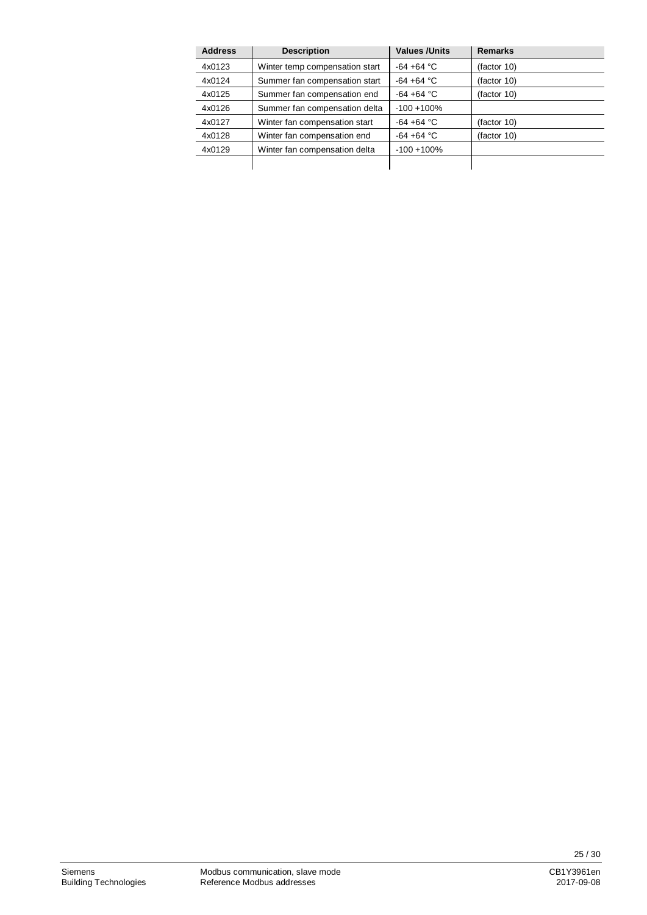| Address | Description | Values /Units | Remarks |
|---|---|---|---|
| 4x0123 | Winter temp compensation start | -64 +64 °C | (factor 10) |
| 4x0124 | Summer fan compensation start | -64 +64 °C | (factor 10) |
| 4x0125 | Summer fan compensation end | -64 +64 °C | (factor 10) |
| 4x0126 | Summer fan compensation delta | -100 +100% | |
| 4x0127 | Winter fan compensation start | -64 +64 °C | (factor 10) |
| 4x0128 | Winter fan compensation end | -64 +64 °C | (factor 10) |
| 4x0129 | Winter fan compensation delta | -100 +100% | |
| | | | |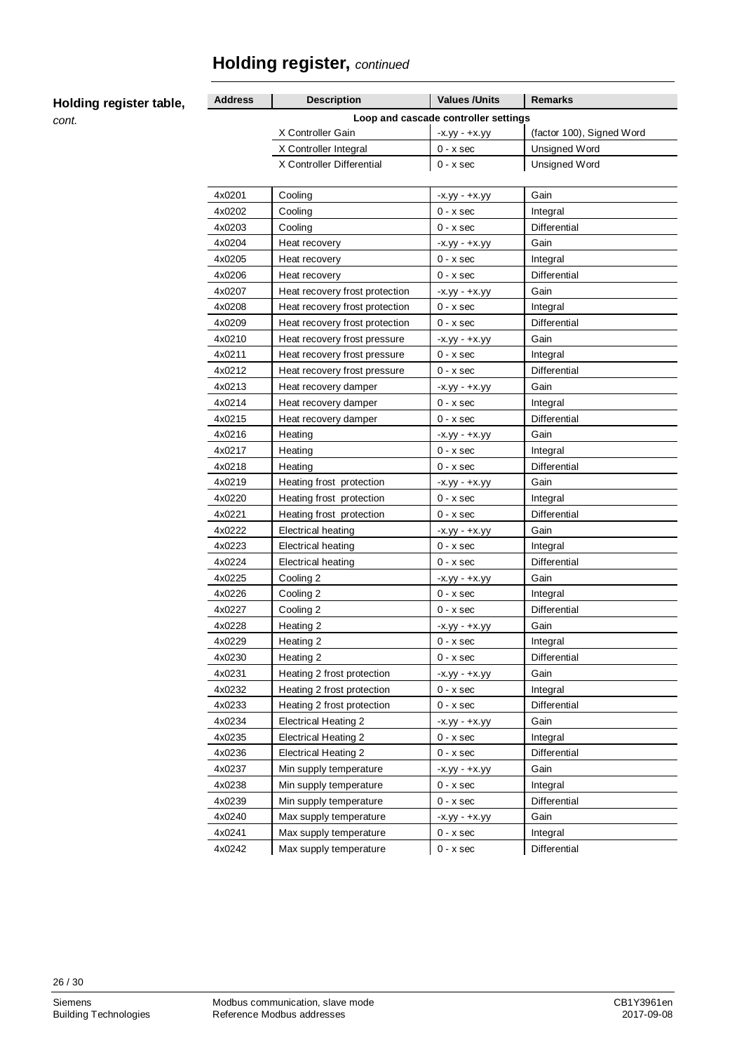# Holding register, *continued*

**Holding register table,** *cont.*

| Address | Description | Values /Units | Remarks |
|---|---|---|---|
| | **Loop and cascade controller settings** | | |
| | X Controller Gain | -x.yy - +x.yy | (factor 100), Signed Word |
| | X Controller Integral | 0 - x sec | Unsigned Word |
| | X Controller Differential | 0 - x sec | Unsigned Word |
| 4x0201 | Cooling | -x.yy - +x.yy | Gain |
| 4x0202 | Cooling | 0 - x sec | Integral |
| 4x0203 | Cooling | 0 - x sec | Differential |
| 4x0204 | Heat recovery | -x.yy - +x.yy | Gain |
| 4x0205 | Heat recovery | 0 - x sec | Integral |
| 4x0206 | Heat recovery | 0 - x sec | Differential |
| 4x0207 | Heat recovery frost protection | -x.yy - +x.yy | Gain |
| 4x0208 | Heat recovery frost protection | 0 - x sec | Integral |
| 4x0209 | Heat recovery frost protection | 0 - x sec | Differential |
| 4x0210 | Heat recovery frost pressure | -x.yy - +x.yy | Gain |
| 4x0211 | Heat recovery frost pressure | 0 - x sec | Integral |
| 4x0212 | Heat recovery frost pressure | 0 - x sec | Differential |
| 4x0213 | Heat recovery damper | -x.yy - +x.yy | Gain |
| 4x0214 | Heat recovery damper | 0 - x sec | Integral |
| 4x0215 | Heat recovery damper | 0 - x sec | Differential |
| 4x0216 | Heating | -x.yy - +x.yy | Gain |
| 4x0217 | Heating | 0 - x sec | Integral |
| 4x0218 | Heating | 0 - x sec | Differential |
| 4x0219 | Heating frost protection | -x.yy - +x.yy | Gain |
| 4x0220 | Heating frost protection | 0 - x sec | Integral |
| 4x0221 | Heating frost protection | 0 - x sec | Differential |
| 4x0222 | Electrical heating | -x.yy - +x.yy | Gain |
| 4x0223 | Electrical heating | 0 - x sec | Integral |
| 4x0224 | Electrical heating | 0 - x sec | Differential |
| 4x0225 | Cooling 2 | -x.yy - +x.yy | Gain |
| 4x0226 | Cooling 2 | 0 - x sec | Integral |
| 4x0227 | Cooling 2 | 0 - x sec | Differential |
| 4x0228 | Heating 2 | -x.yy - +x.yy | Gain |
| 4x0229 | Heating 2 | 0 - x sec | Integral |
| 4x0230 | Heating 2 | 0 - x sec | Differential |
| 4x0231 | Heating 2 frost protection | -x.yy - +x.yy | Gain |
| 4x0232 | Heating 2 frost protection | 0 - x sec | Integral |
| 4x0233 | Heating 2 frost protection | 0 - x sec | Differential |
| 4x0234 | Electrical Heating 2 | -x.yy - +x.yy | Gain |
| 4x0235 | Electrical Heating 2 | 0 - x sec | Integral |
| 4x0236 | Electrical Heating 2 | 0 - x sec | Differential |
| 4x0237 | Min supply temperature | -x.yy - +x.yy | Gain |
| 4x0238 | Min supply temperature | 0 - x sec | Integral |
| 4x0239 | Min supply temperature | 0 - x sec | Differential |
| 4x0240 | Max supply temperature | -x.yy - +x.yy | Gain |
| 4x0241 | Max supply temperature | 0 - x sec | Integral |
| 4x0242 | Max supply temperature | 0 - x sec | Differential |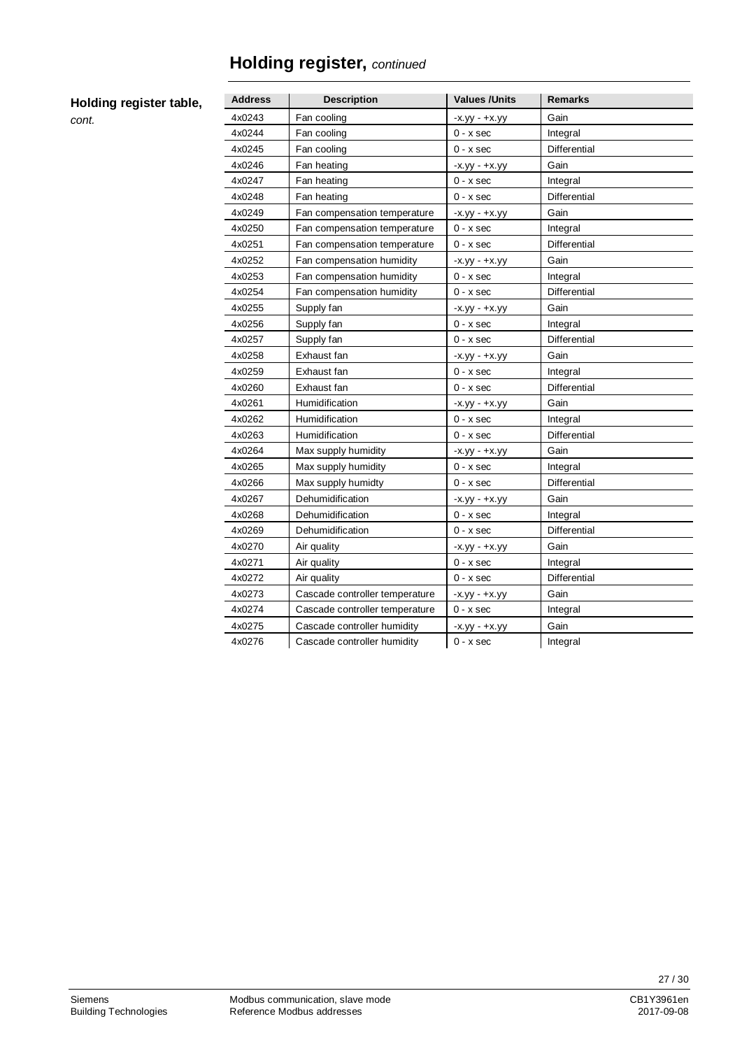# Holding register, *continued*

**Holding register table,** *cont.*

| Address | Description | Values /Units | Remarks |
|---|---|---|---|
| 4x0243 | Fan cooling | -x.yy - +x.yy | Gain |
| 4x0244 | Fan cooling | 0 - x sec | Integral |
| 4x0245 | Fan cooling | 0 - x sec | Differential |
| 4x0246 | Fan heating | -x.yy - +x.yy | Gain |
| 4x0247 | Fan heating | 0 - x sec | Integral |
| 4x0248 | Fan heating | 0 - x sec | Differential |
| 4x0249 | Fan compensation temperature | -x.yy - +x.yy | Gain |
| 4x0250 | Fan compensation temperature | 0 - x sec | Integral |
| 4x0251 | Fan compensation temperature | 0 - x sec | Differential |
| 4x0252 | Fan compensation humidity | -x.yy - +x.yy | Gain |
| 4x0253 | Fan compensation humidity | 0 - x sec | Integral |
| 4x0254 | Fan compensation humidity | 0 - x sec | Differential |
| 4x0255 | Supply fan | -x.yy - +x.yy | Gain |
| 4x0256 | Supply fan | 0 - x sec | Integral |
| 4x0257 | Supply fan | 0 - x sec | Differential |
| 4x0258 | Exhaust fan | -x.yy - +x.yy | Gain |
| 4x0259 | Exhaust fan | 0 - x sec | Integral |
| 4x0260 | Exhaust fan | 0 - x sec | Differential |
| 4x0261 | Humidification | -x.yy - +x.yy | Gain |
| 4x0262 | Humidification | 0 - x sec | Integral |
| 4x0263 | Humidification | 0 - x sec | Differential |
| 4x0264 | Max supply humidity | -x.yy - +x.yy | Gain |
| 4x0265 | Max supply humidity | 0 - x sec | Integral |
| 4x0266 | Max supply humidty | 0 - x sec | Differential |
| 4x0267 | Dehumidification | -x.yy - +x.yy | Gain |
| 4x0268 | Dehumidification | 0 - x sec | Integral |
| 4x0269 | Dehumidification | 0 - x sec | Differential |
| 4x0270 | Air quality | -x.yy - +x.yy | Gain |
| 4x0271 | Air quality | 0 - x sec | Integral |
| 4x0272 | Air quality | 0 - x sec | Differential |
| 4x0273 | Cascade controller temperature | -x.yy - +x.yy | Gain |
| 4x0274 | Cascade controller temperature | 0 - x sec | Integral |
| 4x0275 | Cascade controller humidity | -x.yy - +x.yy | Gain |
| 4x0276 | Cascade controller humidity | 0 - x sec | Integral |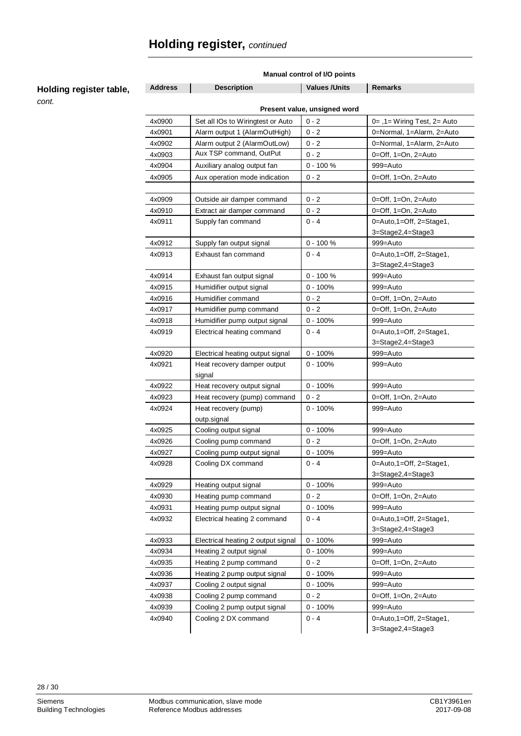# Holding register, *continued*

**Holding register table,** *cont.*

**Manual control of I/O points**

| Address | Description | Values /Units | Remarks |
|---|---|---|---|
| | **Present value, unsigned word** | | |
| 4x0900 | Set all IOs to Wiringtest or Auto | 0 - 2 | 0= ,1= Wiring Test, 2= Auto |
| 4x0901 | Alarm output 1 (AlarmOutHigh) | 0 - 2 | 0=Normal, 1=Alarm, 2=Auto |
| 4x0902 | Alarm output 2 (AlarmOutLow) | 0 - 2 | 0=Normal, 1=Alarm, 2=Auto |
| 4x0903 | Aux TSP command, OutPut | 0 - 2 | 0=Off, 1=On, 2=Auto |
| 4x0904 | Auxiliary analog output fan | 0 - 100 % | 999=Auto |
| 4x0905 | Aux operation mode indication | 0 - 2 | 0=Off, 1=On, 2=Auto |
| | | | |
| 4x0909 | Outside air damper command | 0 - 2 | 0=Off, 1=On, 2=Auto |
| 4x0910 | Extract air damper command | 0 - 2 | 0=Off, 1=On, 2=Auto |
| 4x0911 | Supply fan command | 0 - 4 | 0=Auto,1=Off, 2=Stage1, 3=Stage2,4=Stage3 |
| 4x0912 | Supply fan output signal | 0 - 100 % | 999=Auto |
| 4x0913 | Exhaust fan command | 0 - 4 | 0=Auto,1=Off, 2=Stage1, 3=Stage2,4=Stage3 |
| 4x0914 | Exhaust fan output signal | 0 - 100 % | 999=Auto |
| 4x0915 | Humidifier output signal | 0 - 100% | 999=Auto |
| 4x0916 | Humidifier command | 0 - 2 | 0=Off, 1=On, 2=Auto |
| 4x0917 | Humidifier pump command | 0 - 2 | 0=Off, 1=On, 2=Auto |
| 4x0918 | Humidifier pump output signal | 0 - 100% | 999=Auto |
| 4x0919 | Electrical heating command | 0 - 4 | 0=Auto,1=Off, 2=Stage1, 3=Stage2,4=Stage3 |
| 4x0920 | Electrical heating output signal | 0 - 100% | 999=Auto |
| 4x0921 | Heat recovery damper output signal | 0 - 100% | 999=Auto |
| 4x0922 | Heat recovery output signal | 0 - 100% | 999=Auto |
| 4x0923 | Heat recovery (pump) command | 0 - 2 | 0=Off, 1=On, 2=Auto |
| 4x0924 | Heat recovery (pump) outp.signal | 0 - 100% | 999=Auto |
| 4x0925 | Cooling output signal | 0 - 100% | 999=Auto |
| 4x0926 | Cooling pump command | 0 - 2 | 0=Off, 1=On, 2=Auto |
| 4x0927 | Cooling pump output signal | 0 - 100% | 999=Auto |
| 4x0928 | Cooling DX command | 0 - 4 | 0=Auto,1=Off, 2=Stage1, 3=Stage2,4=Stage3 |
| 4x0929 | Heating output signal | 0 - 100% | 999=Auto |
| 4x0930 | Heating pump command | 0 - 2 | 0=Off, 1=On, 2=Auto |
| 4x0931 | Heating pump output signal | 0 - 100% | 999=Auto |
| 4x0932 | Electrical heating 2 command | 0 - 4 | 0=Auto,1=Off, 2=Stage1, 3=Stage2,4=Stage3 |
| 4x0933 | Electrical heating 2 output signal | 0 - 100% | 999=Auto |
| 4x0934 | Heating 2 output signal | 0 - 100% | 999=Auto |
| 4x0935 | Heating 2 pump command | 0 - 2 | 0=Off, 1=On, 2=Auto |
| 4x0936 | Heating 2 pump output signal | 0 - 100% | 999=Auto |
| 4x0937 | Cooling 2 output signal | 0 - 100% | 999=Auto |
| 4x0938 | Cooling 2 pump command | 0 - 2 | 0=Off, 1=On, 2=Auto |
| 4x0939 | Cooling 2 pump output signal | 0 - 100% | 999=Auto |
| 4x0940 | Cooling 2 DX command | 0 - 4 | 0=Auto,1=Off, 2=Stage1, 3=Stage2,4=Stage3 |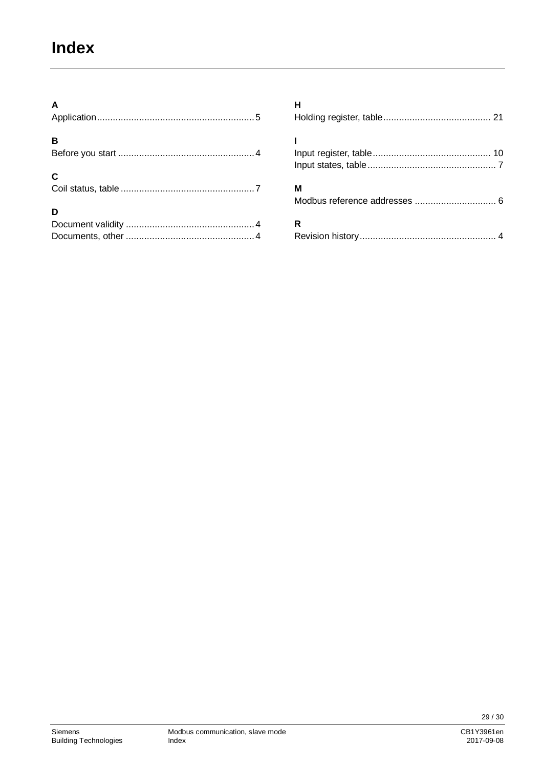# Index

**A**

Application ........................................................... 5

**B**

Before you start ................................................... 4

**C**

Coil status, table .................................................. 7

**D**

Document validity ................................................ 4

Documents, other ................................................ 4

**H**

Holding register, table ......................................... 21

**I**

Input register, table ............................................ 10

Input states, table ................................................ 7

**M**

Modbus reference addresses ............................... 6

**R**

Revision history ................................................... 4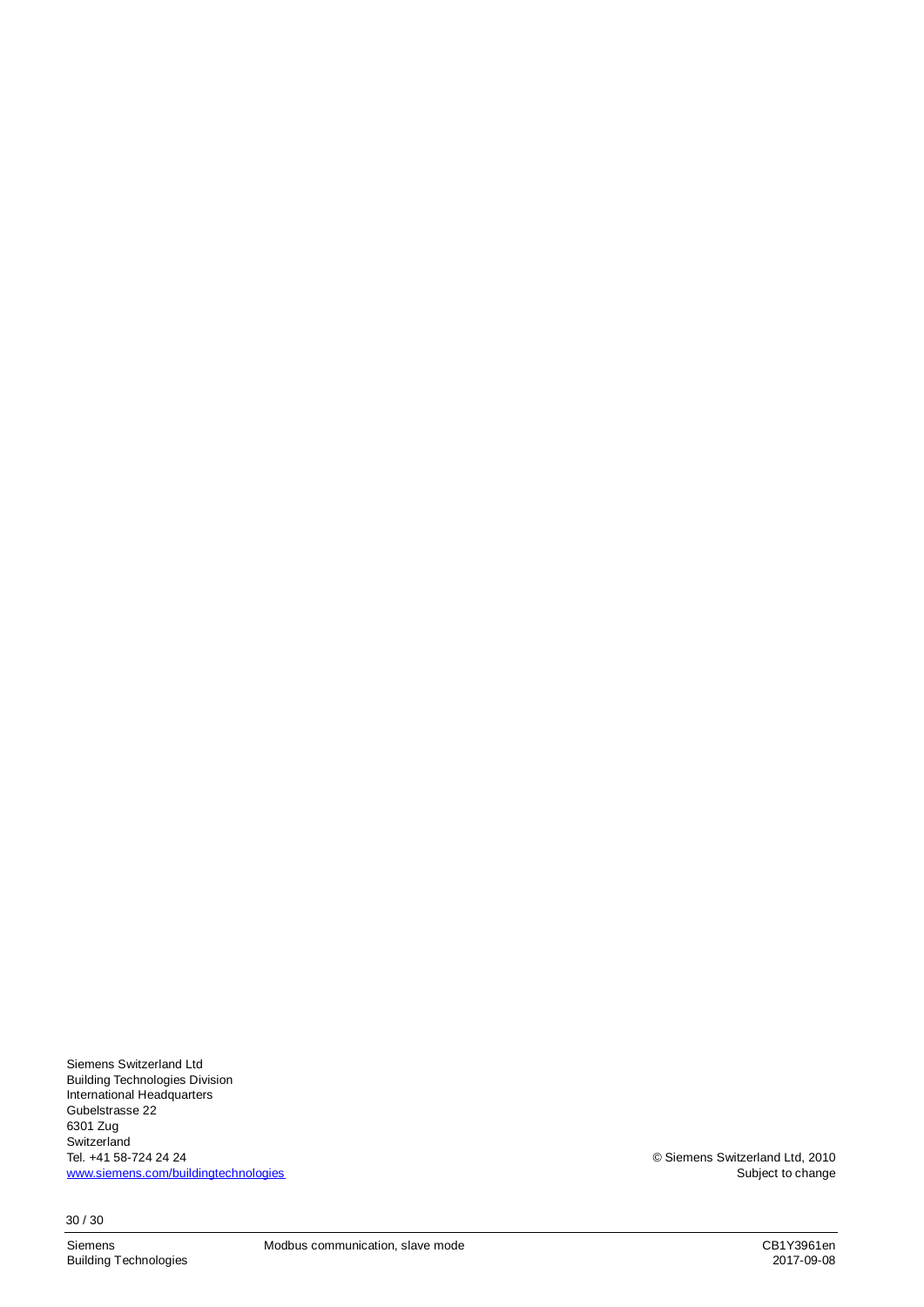Siemens Switzerland Ltd
Building Technologies Division
International Headquarters
Gubelstrasse 22
6301 Zug
Switzerland
Tel. +41 58-724 24 24
www.siemens.com/buildingtechnologies

© Siemens Switzerland Ltd, 2010
Subject to change